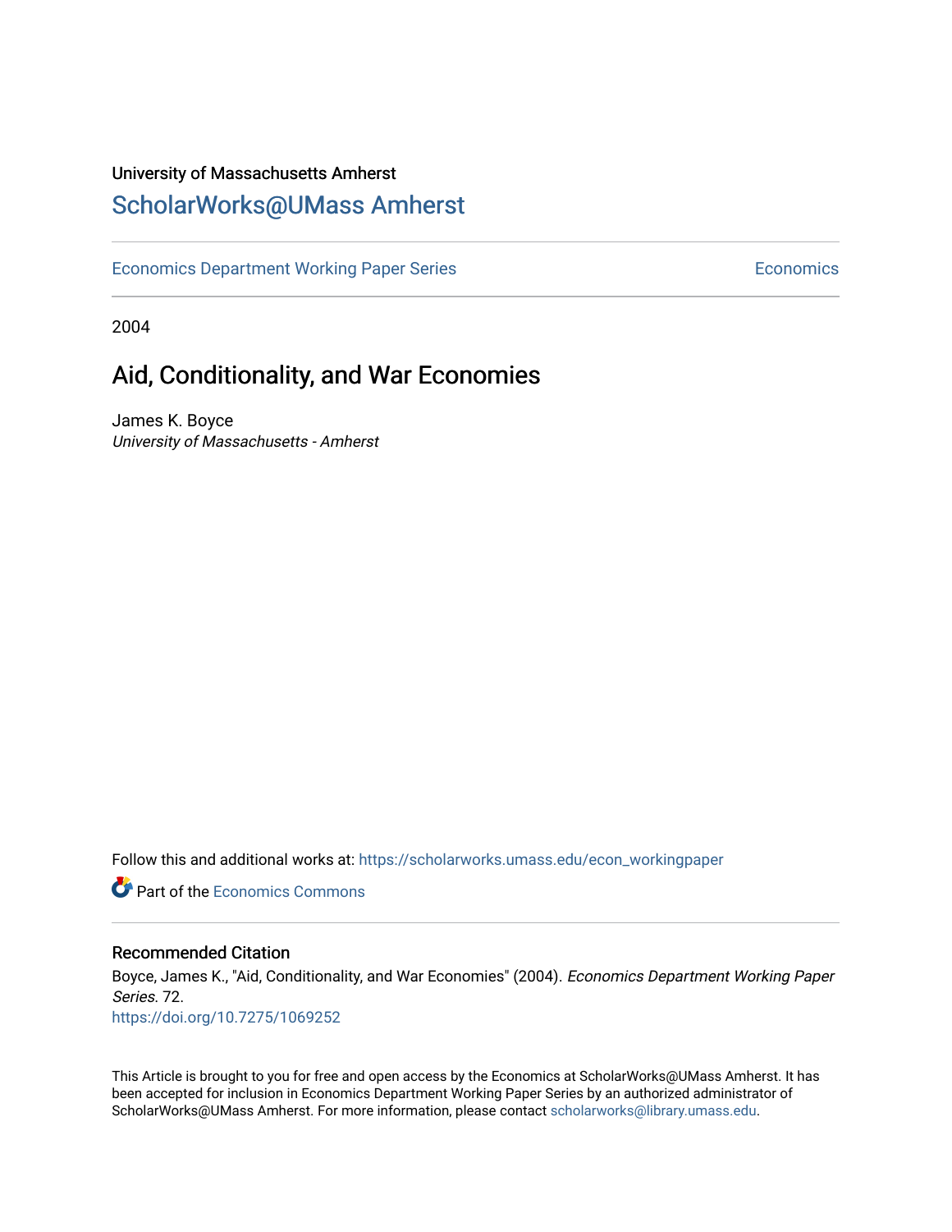University of Massachusetts Amherst

# ScholarWorks@UMass Amherst

Economics Department Working Paper Series | Economics

2004

## Aid, Conditionality, and War Economies

James K. Boyce
*University of Massachusetts - Amherst*

Follow this and additional works at: https://scholarworks.umass.edu/econ_workingpaper

Part of the Economics Commons

### Recommended Citation

Boyce, James K., "Aid, Conditionality, and War Economies" (2004). *Economics Department Working Paper Series*. 72.
https://doi.org/10.7275/1069252

This Article is brought to you for free and open access by the Economics at ScholarWorks@UMass Amherst. It has been accepted for inclusion in Economics Department Working Paper Series by an authorized administrator of ScholarWorks@UMass Amherst. For more information, please contact scholarworks@library.umass.edu.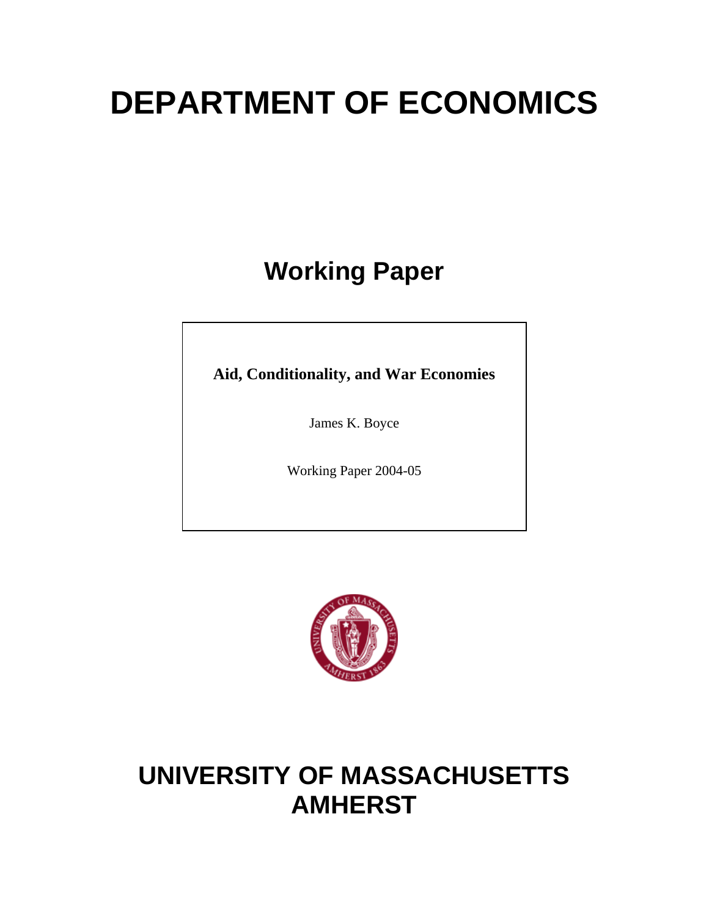# DEPARTMENT OF ECONOMICS

## Working Paper

**Aid, Conditionality, and War Economies**

James K. Boyce

Working Paper 2004-05

# UNIVERSITY OF MASSACHUSETTS AMHERST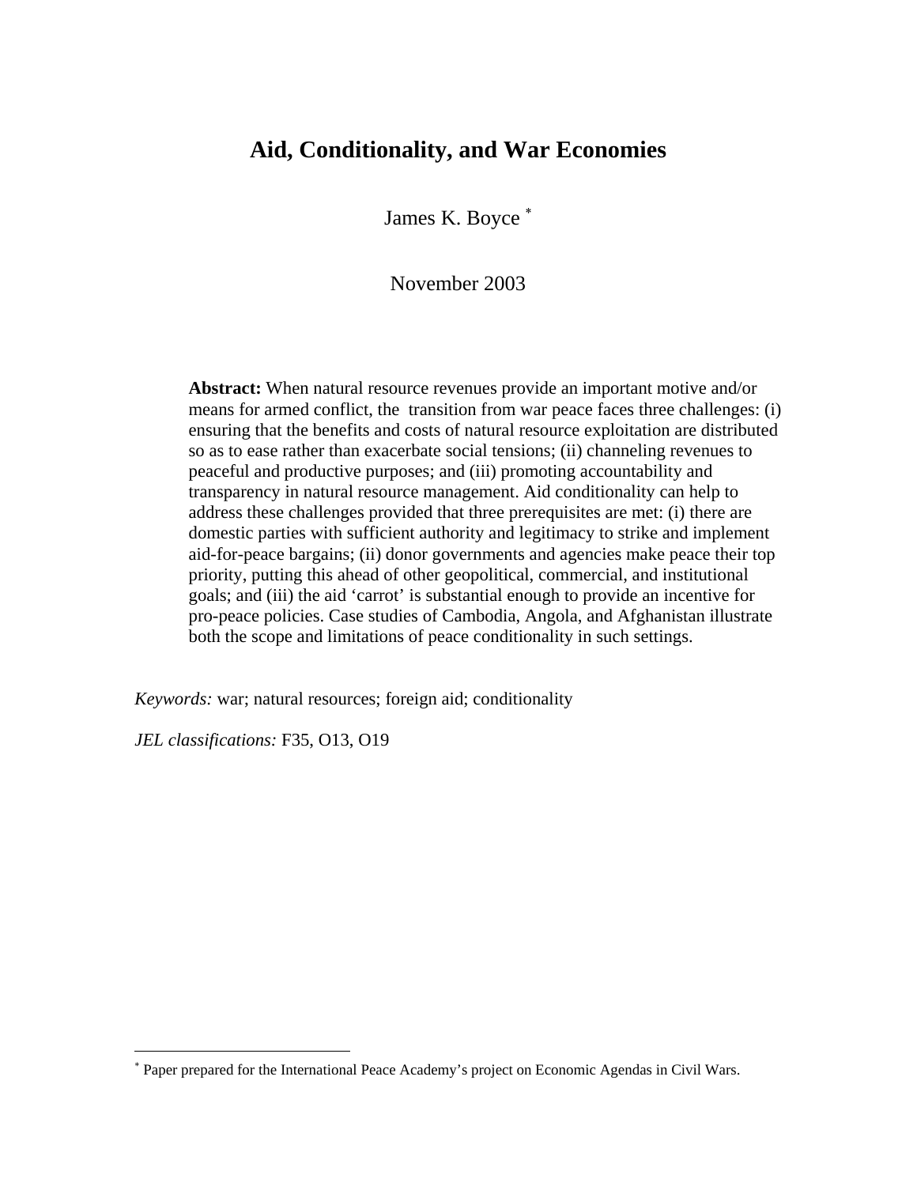# Aid, Conditionality, and War Economies

James K. Boyce [*]

November 2003

**Abstract:** When natural resource revenues provide an important motive and/or means for armed conflict, the transition from war peace faces three challenges: (i) ensuring that the benefits and costs of natural resource exploitation are distributed so as to ease rather than exacerbate social tensions; (ii) channeling revenues to peaceful and productive purposes; and (iii) promoting accountability and transparency in natural resource management. Aid conditionality can help to address these challenges provided that three prerequisites are met: (i) there are domestic parties with sufficient authority and legitimacy to strike and implement aid-for-peace bargains; (ii) donor governments and agencies make peace their top priority, putting this ahead of other geopolitical, commercial, and institutional goals; and (iii) the aid 'carrot' is substantial enough to provide an incentive for pro-peace policies. Case studies of Cambodia, Angola, and Afghanistan illustrate both the scope and limitations of peace conditionality in such settings.

*Keywords:* war; natural resources; foreign aid; conditionality

*JEL classifications:* F35, O13, O19

[*] Paper prepared for the International Peace Academy's project on Economic Agendas in Civil Wars.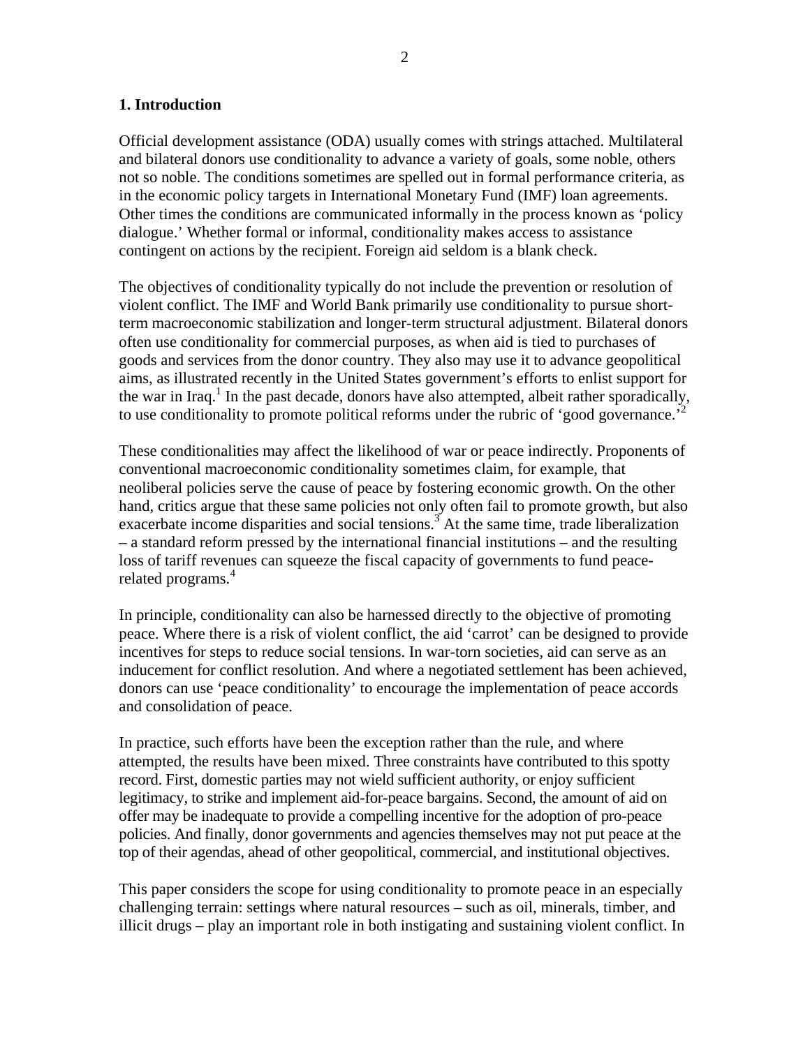## 1. Introduction

Official development assistance (ODA) usually comes with strings attached. Multilateral and bilateral donors use conditionality to advance a variety of goals, some noble, others not so noble. The conditions sometimes are spelled out in formal performance criteria, as in the economic policy targets in International Monetary Fund (IMF) loan agreements. Other times the conditions are communicated informally in the process known as 'policy dialogue.' Whether formal or informal, conditionality makes access to assistance contingent on actions by the recipient. Foreign aid seldom is a blank check.

The objectives of conditionality typically do not include the prevention or resolution of violent conflict. The IMF and World Bank primarily use conditionality to pursue short-term macroeconomic stabilization and longer-term structural adjustment. Bilateral donors often use conditionality for commercial purposes, as when aid is tied to purchases of goods and services from the donor country. They also may use it to advance geopolitical aims, as illustrated recently in the United States government's efforts to enlist support for the war in Iraq.[1] In the past decade, donors have also attempted, albeit rather sporadically, to use conditionality to promote political reforms under the rubric of 'good governance.'[2]

These conditionalities may affect the likelihood of war or peace indirectly. Proponents of conventional macroeconomic conditionality sometimes claim, for example, that neoliberal policies serve the cause of peace by fostering economic growth. On the other hand, critics argue that these same policies not only often fail to promote growth, but also exacerbate income disparities and social tensions.[3] At the same time, trade liberalization – a standard reform pressed by the international financial institutions – and the resulting loss of tariff revenues can squeeze the fiscal capacity of governments to fund peace-related programs.[4]

In principle, conditionality can also be harnessed directly to the objective of promoting peace. Where there is a risk of violent conflict, the aid 'carrot' can be designed to provide incentives for steps to reduce social tensions. In war-torn societies, aid can serve as an inducement for conflict resolution. And where a negotiated settlement has been achieved, donors can use 'peace conditionality' to encourage the implementation of peace accords and consolidation of peace.

In practice, such efforts have been the exception rather than the rule, and where attempted, the results have been mixed. Three constraints have contributed to this spotty record. First, domestic parties may not wield sufficient authority, or enjoy sufficient legitimacy, to strike and implement aid-for-peace bargains. Second, the amount of aid on offer may be inadequate to provide a compelling incentive for the adoption of pro-peace policies. And finally, donor governments and agencies themselves may not put peace at the top of their agendas, ahead of other geopolitical, commercial, and institutional objectives.

This paper considers the scope for using conditionality to promote peace in an especially challenging terrain: settings where natural resources – such as oil, minerals, timber, and illicit drugs – play an important role in both instigating and sustaining violent conflict. In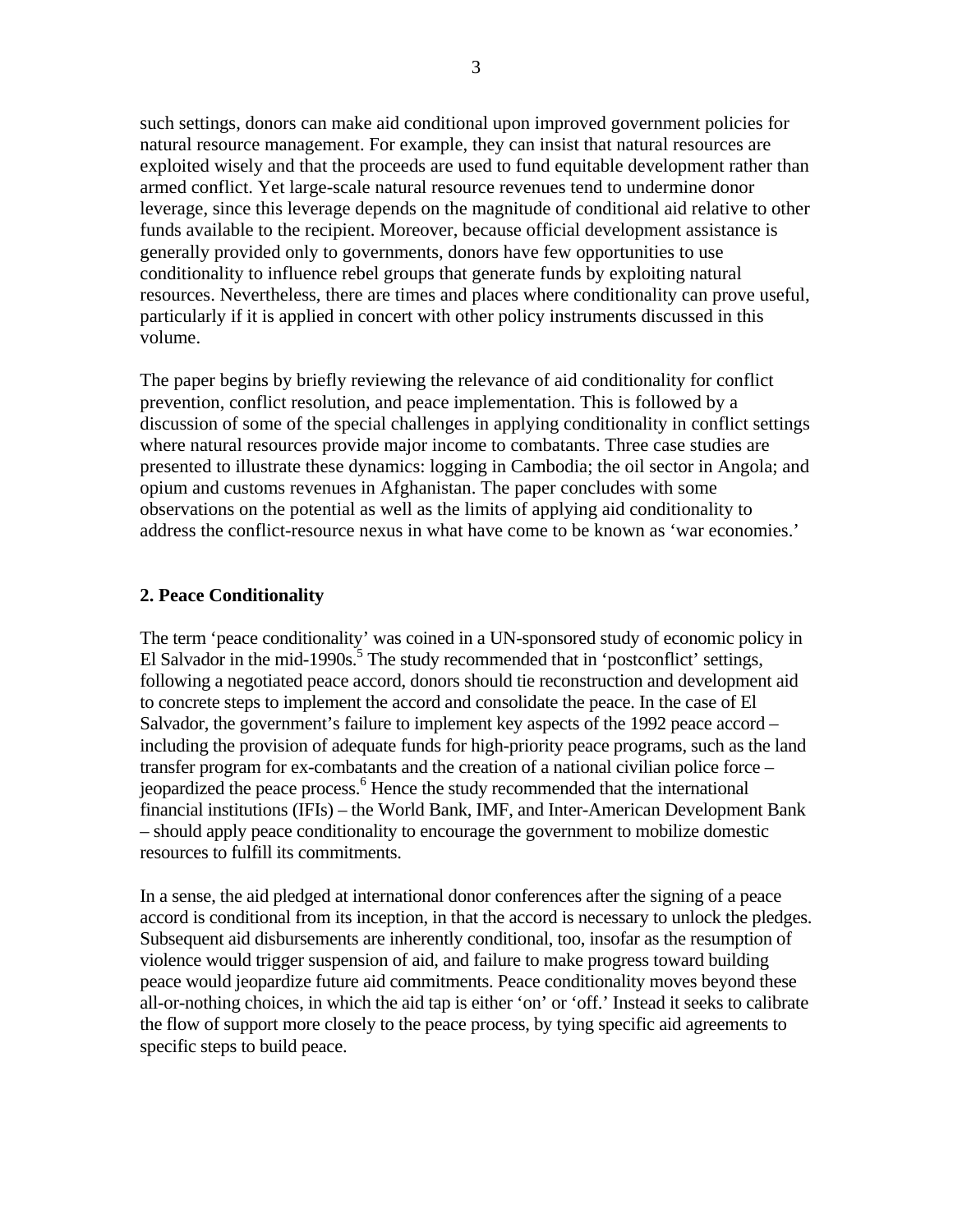such settings, donors can make aid conditional upon improved government policies for natural resource management. For example, they can insist that natural resources are exploited wisely and that the proceeds are used to fund equitable development rather than armed conflict. Yet large-scale natural resource revenues tend to undermine donor leverage, since this leverage depends on the magnitude of conditional aid relative to other funds available to the recipient. Moreover, because official development assistance is generally provided only to governments, donors have few opportunities to use conditionality to influence rebel groups that generate funds by exploiting natural resources. Nevertheless, there are times and places where conditionality can prove useful, particularly if it is applied in concert with other policy instruments discussed in this volume.

The paper begins by briefly reviewing the relevance of aid conditionality for conflict prevention, conflict resolution, and peace implementation. This is followed by a discussion of some of the special challenges in applying conditionality in conflict settings where natural resources provide major income to combatants. Three case studies are presented to illustrate these dynamics: logging in Cambodia; the oil sector in Angola; and opium and customs revenues in Afghanistan. The paper concludes with some observations on the potential as well as the limits of applying aid conditionality to address the conflict-resource nexus in what have come to be known as 'war economies.'

## 2. Peace Conditionality

The term 'peace conditionality' was coined in a UN-sponsored study of economic policy in El Salvador in the mid-1990s.[5] The study recommended that in 'postconflict' settings, following a negotiated peace accord, donors should tie reconstruction and development aid to concrete steps to implement the accord and consolidate the peace. In the case of El Salvador, the government's failure to implement key aspects of the 1992 peace accord – including the provision of adequate funds for high-priority peace programs, such as the land transfer program for ex-combatants and the creation of a national civilian police force – jeopardized the peace process.[6] Hence the study recommended that the international financial institutions (IFIs) – the World Bank, IMF, and Inter-American Development Bank – should apply peace conditionality to encourage the government to mobilize domestic resources to fulfill its commitments.

In a sense, the aid pledged at international donor conferences after the signing of a peace accord is conditional from its inception, in that the accord is necessary to unlock the pledges. Subsequent aid disbursements are inherently conditional, too, insofar as the resumption of violence would trigger suspension of aid, and failure to make progress toward building peace would jeopardize future aid commitments. Peace conditionality moves beyond these all-or-nothing choices, in which the aid tap is either 'on' or 'off.' Instead it seeks to calibrate the flow of support more closely to the peace process, by tying specific aid agreements to specific steps to build peace.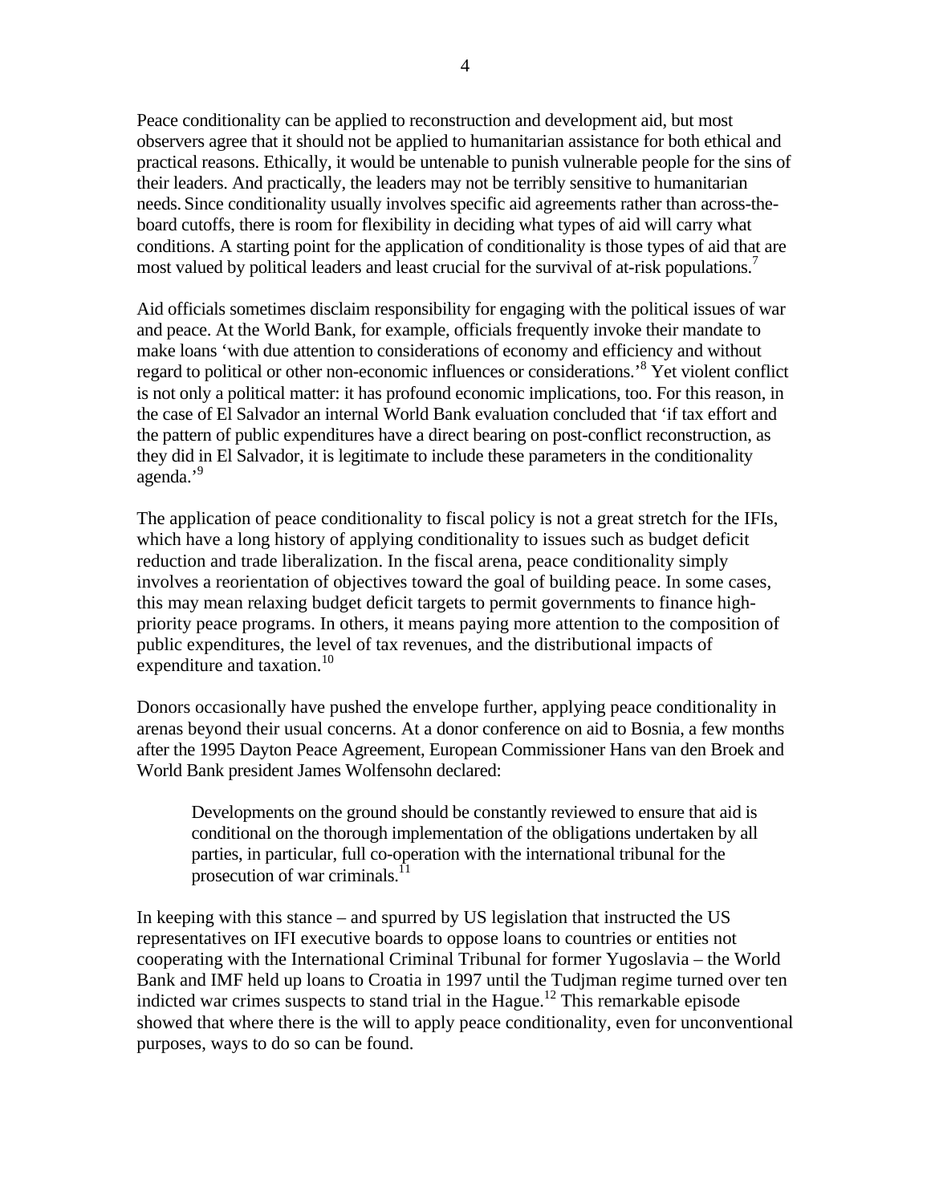Peace conditionality can be applied to reconstruction and development aid, but most observers agree that it should not be applied to humanitarian assistance for both ethical and practical reasons. Ethically, it would be untenable to punish vulnerable people for the sins of their leaders. And practically, the leaders may not be terribly sensitive to humanitarian needs. Since conditionality usually involves specific aid agreements rather than across-the-board cutoffs, there is room for flexibility in deciding what types of aid will carry what conditions. A starting point for the application of conditionality is those types of aid that are most valued by political leaders and least crucial for the survival of at-risk populations.[7]

Aid officials sometimes disclaim responsibility for engaging with the political issues of war and peace. At the World Bank, for example, officials frequently invoke their mandate to make loans 'with due attention to considerations of economy and efficiency and without regard to political or other non-economic influences or considerations.'[8] Yet violent conflict is not only a political matter: it has profound economic implications, too. For this reason, in the case of El Salvador an internal World Bank evaluation concluded that 'if tax effort and the pattern of public expenditures have a direct bearing on post-conflict reconstruction, as they did in El Salvador, it is legitimate to include these parameters in the conditionality agenda.'[9]

The application of peace conditionality to fiscal policy is not a great stretch for the IFIs, which have a long history of applying conditionality to issues such as budget deficit reduction and trade liberalization. In the fiscal arena, peace conditionality simply involves a reorientation of objectives toward the goal of building peace. In some cases, this may mean relaxing budget deficit targets to permit governments to finance high-priority peace programs. In others, it means paying more attention to the composition of public expenditures, the level of tax revenues, and the distributional impacts of expenditure and taxation.[10]

Donors occasionally have pushed the envelope further, applying peace conditionality in arenas beyond their usual concerns. At a donor conference on aid to Bosnia, a few months after the 1995 Dayton Peace Agreement, European Commissioner Hans van den Broek and World Bank president James Wolfensohn declared:

> Developments on the ground should be constantly reviewed to ensure that aid is conditional on the thorough implementation of the obligations undertaken by all parties, in particular, full co-operation with the international tribunal for the prosecution of war criminals.[11]

In keeping with this stance – and spurred by US legislation that instructed the US representatives on IFI executive boards to oppose loans to countries or entities not cooperating with the International Criminal Tribunal for former Yugoslavia – the World Bank and IMF held up loans to Croatia in 1997 until the Tudjman regime turned over ten indicted war crimes suspects to stand trial in the Hague.[12] This remarkable episode showed that where there is the will to apply peace conditionality, even for unconventional purposes, ways to do so can be found.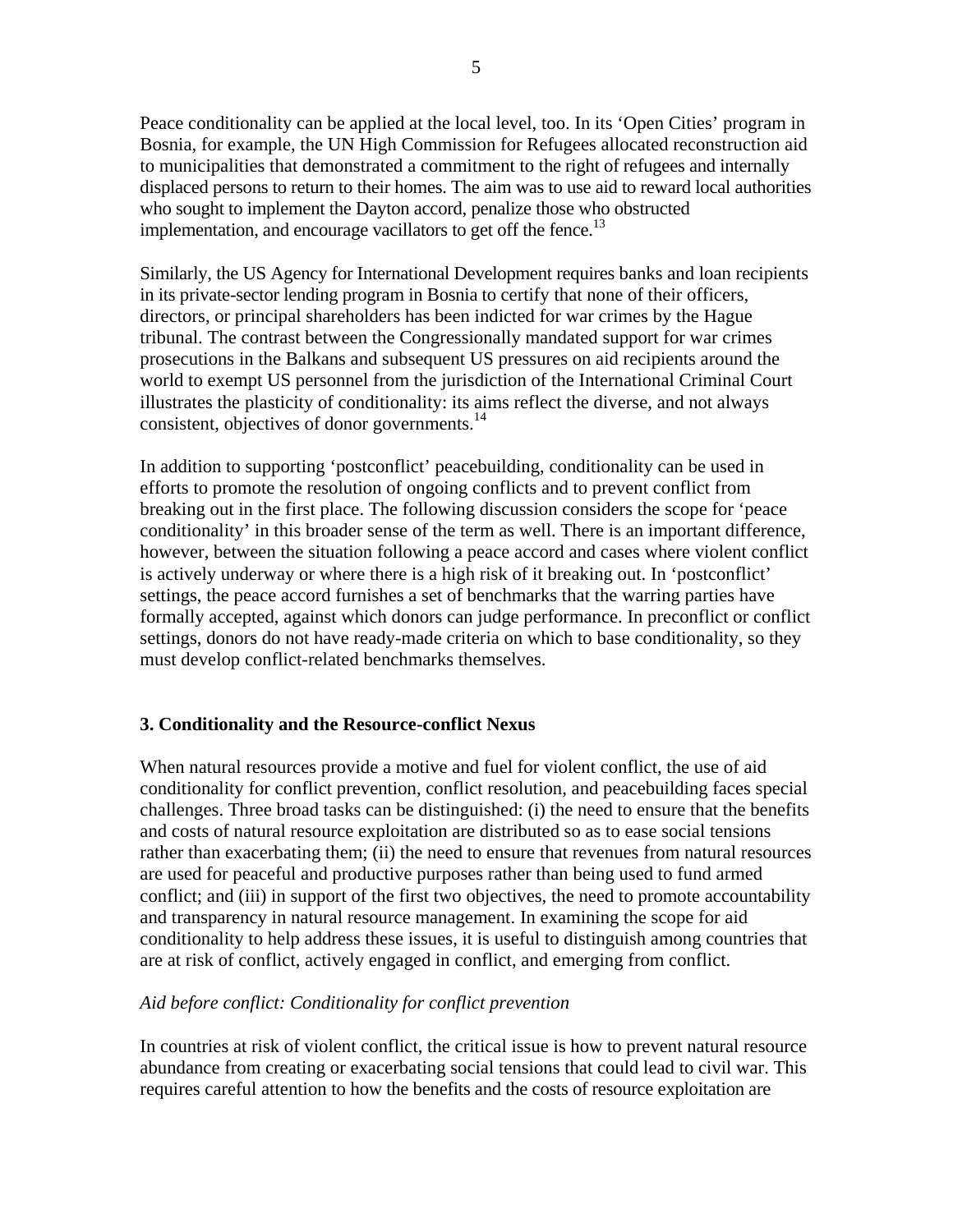Peace conditionality can be applied at the local level, too. In its 'Open Cities' program in Bosnia, for example, the UN High Commission for Refugees allocated reconstruction aid to municipalities that demonstrated a commitment to the right of refugees and internally displaced persons to return to their homes. The aim was to use aid to reward local authorities who sought to implement the Dayton accord, penalize those who obstructed implementation, and encourage vacillators to get off the fence.[13]

Similarly, the US Agency for International Development requires banks and loan recipients in its private-sector lending program in Bosnia to certify that none of their officers, directors, or principal shareholders has been indicted for war crimes by the Hague tribunal. The contrast between the Congressionally mandated support for war crimes prosecutions in the Balkans and subsequent US pressures on aid recipients around the world to exempt US personnel from the jurisdiction of the International Criminal Court illustrates the plasticity of conditionality: its aims reflect the diverse, and not always consistent, objectives of donor governments.[14]

In addition to supporting 'postconflict' peacebuilding, conditionality can be used in efforts to promote the resolution of ongoing conflicts and to prevent conflict from breaking out in the first place. The following discussion considers the scope for 'peace conditionality' in this broader sense of the term as well. There is an important difference, however, between the situation following a peace accord and cases where violent conflict is actively underway or where there is a high risk of it breaking out. In 'postconflict' settings, the peace accord furnishes a set of benchmarks that the warring parties have formally accepted, against which donors can judge performance. In preconflict or conflict settings, donors do not have ready-made criteria on which to base conditionality, so they must develop conflict-related benchmarks themselves.

## 3. Conditionality and the Resource-conflict Nexus

When natural resources provide a motive and fuel for violent conflict, the use of aid conditionality for conflict prevention, conflict resolution, and peacebuilding faces special challenges. Three broad tasks can be distinguished: (i) the need to ensure that the benefits and costs of natural resource exploitation are distributed so as to ease social tensions rather than exacerbating them; (ii) the need to ensure that revenues from natural resources are used for peaceful and productive purposes rather than being used to fund armed conflict; and (iii) in support of the first two objectives, the need to promote accountability and transparency in natural resource management. In examining the scope for aid conditionality to help address these issues, it is useful to distinguish among countries that are at risk of conflict, actively engaged in conflict, and emerging from conflict.

### *Aid before conflict: Conditionality for conflict prevention*

In countries at risk of violent conflict, the critical issue is how to prevent natural resource abundance from creating or exacerbating social tensions that could lead to civil war. This requires careful attention to how the benefits and the costs of resource exploitation are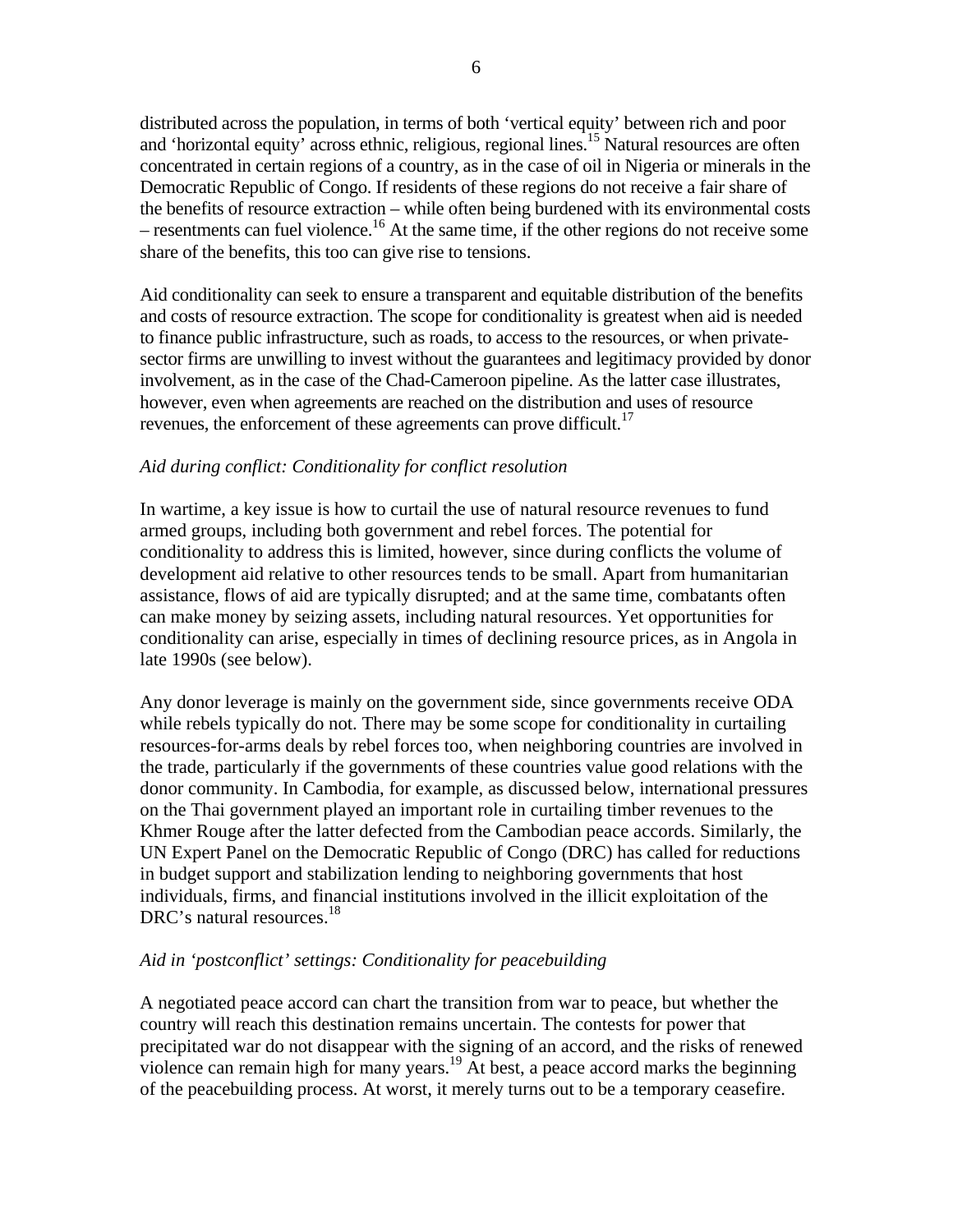distributed across the population, in terms of both 'vertical equity' between rich and poor and 'horizontal equity' across ethnic, religious, regional lines.[15] Natural resources are often concentrated in certain regions of a country, as in the case of oil in Nigeria or minerals in the Democratic Republic of Congo. If residents of these regions do not receive a fair share of the benefits of resource extraction – while often being burdened with its environmental costs – resentments can fuel violence.[16] At the same time, if the other regions do not receive some share of the benefits, this too can give rise to tensions.

Aid conditionality can seek to ensure a transparent and equitable distribution of the benefits and costs of resource extraction. The scope for conditionality is greatest when aid is needed to finance public infrastructure, such as roads, to access to the resources, or when private-sector firms are unwilling to invest without the guarantees and legitimacy provided by donor involvement, as in the case of the Chad-Cameroon pipeline. As the latter case illustrates, however, even when agreements are reached on the distribution and uses of resource revenues, the enforcement of these agreements can prove difficult.[17]

*Aid during conflict: Conditionality for conflict resolution*

In wartime, a key issue is how to curtail the use of natural resource revenues to fund armed groups, including both government and rebel forces. The potential for conditionality to address this is limited, however, since during conflicts the volume of development aid relative to other resources tends to be small. Apart from humanitarian assistance, flows of aid are typically disrupted; and at the same time, combatants often can make money by seizing assets, including natural resources. Yet opportunities for conditionality can arise, especially in times of declining resource prices, as in Angola in late 1990s (see below).

Any donor leverage is mainly on the government side, since governments receive ODA while rebels typically do not. There may be some scope for conditionality in curtailing resources-for-arms deals by rebel forces too, when neighboring countries are involved in the trade, particularly if the governments of these countries value good relations with the donor community. In Cambodia, for example, as discussed below, international pressures on the Thai government played an important role in curtailing timber revenues to the Khmer Rouge after the latter defected from the Cambodian peace accords. Similarly, the UN Expert Panel on the Democratic Republic of Congo (DRC) has called for reductions in budget support and stabilization lending to neighboring governments that host individuals, firms, and financial institutions involved in the illicit exploitation of the DRC's natural resources.[18]

*Aid in 'postconflict' settings: Conditionality for peacebuilding*

A negotiated peace accord can chart the transition from war to peace, but whether the country will reach this destination remains uncertain. The contests for power that precipitated war do not disappear with the signing of an accord, and the risks of renewed violence can remain high for many years.[19] At best, a peace accord marks the beginning of the peacebuilding process. At worst, it merely turns out to be a temporary ceasefire.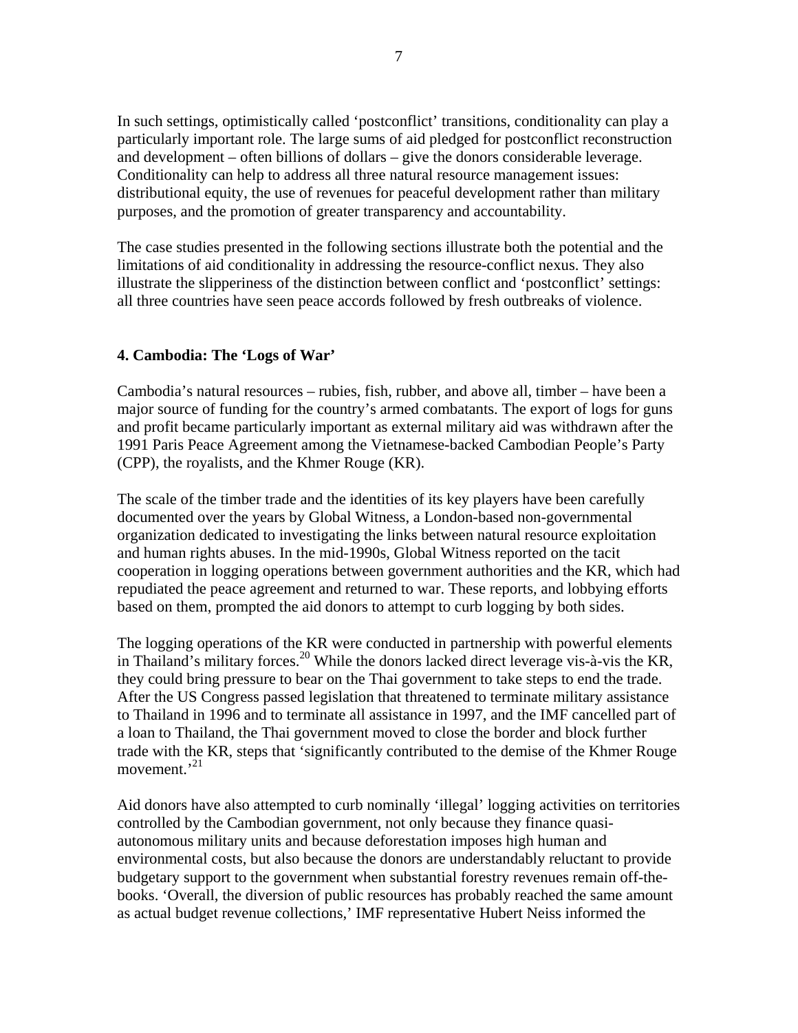In such settings, optimistically called 'postconflict' transitions, conditionality can play a particularly important role. The large sums of aid pledged for postconflict reconstruction and development – often billions of dollars – give the donors considerable leverage. Conditionality can help to address all three natural resource management issues: distributional equity, the use of revenues for peaceful development rather than military purposes, and the promotion of greater transparency and accountability.

The case studies presented in the following sections illustrate both the potential and the limitations of aid conditionality in addressing the resource-conflict nexus. They also illustrate the slipperiness of the distinction between conflict and 'postconflict' settings: all three countries have seen peace accords followed by fresh outbreaks of violence.

## 4. Cambodia: The 'Logs of War'

Cambodia's natural resources – rubies, fish, rubber, and above all, timber – have been a major source of funding for the country's armed combatants. The export of logs for guns and profit became particularly important as external military aid was withdrawn after the 1991 Paris Peace Agreement among the Vietnamese-backed Cambodian People's Party (CPP), the royalists, and the Khmer Rouge (KR).

The scale of the timber trade and the identities of its key players have been carefully documented over the years by Global Witness, a London-based non-governmental organization dedicated to investigating the links between natural resource exploitation and human rights abuses. In the mid-1990s, Global Witness reported on the tacit cooperation in logging operations between government authorities and the KR, which had repudiated the peace agreement and returned to war. These reports, and lobbying efforts based on them, prompted the aid donors to attempt to curb logging by both sides.

The logging operations of the KR were conducted in partnership with powerful elements in Thailand's military forces.[20] While the donors lacked direct leverage vis-à-vis the KR, they could bring pressure to bear on the Thai government to take steps to end the trade. After the US Congress passed legislation that threatened to terminate military assistance to Thailand in 1996 and to terminate all assistance in 1997, and the IMF cancelled part of a loan to Thailand, the Thai government moved to close the border and block further trade with the KR, steps that 'significantly contributed to the demise of the Khmer Rouge movement.'[21]

Aid donors have also attempted to curb nominally 'illegal' logging activities on territories controlled by the Cambodian government, not only because they finance quasi-autonomous military units and because deforestation imposes high human and environmental costs, but also because the donors are understandably reluctant to provide budgetary support to the government when substantial forestry revenues remain off-the-books. 'Overall, the diversion of public resources has probably reached the same amount as actual budget revenue collections,' IMF representative Hubert Neiss informed the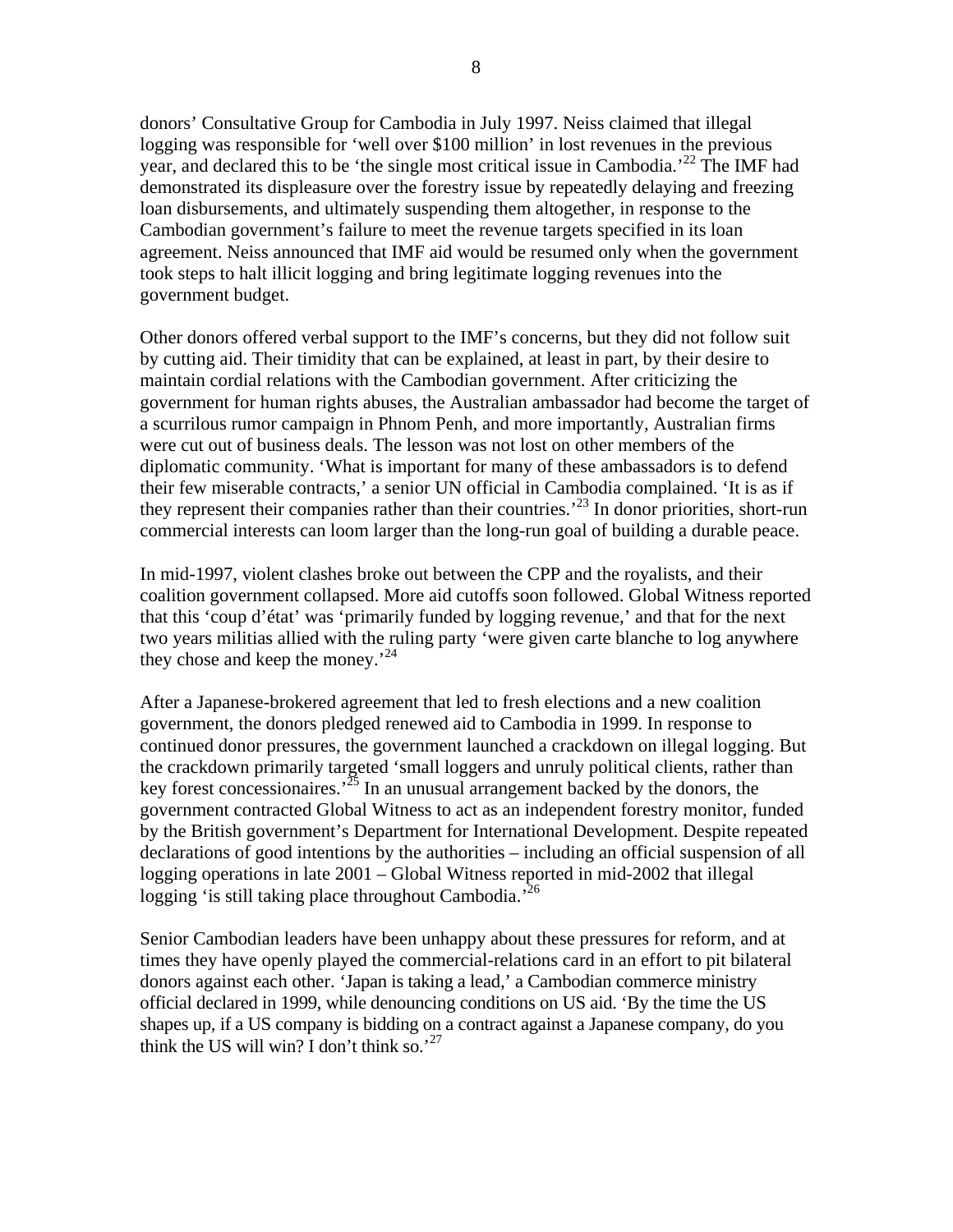donors' Consultative Group for Cambodia in July 1997. Neiss claimed that illegal logging was responsible for 'well over $100 million' in lost revenues in the previous year, and declared this to be 'the single most critical issue in Cambodia.'[22] The IMF had demonstrated its displeasure over the forestry issue by repeatedly delaying and freezing loan disbursements, and ultimately suspending them altogether, in response to the Cambodian government's failure to meet the revenue targets specified in its loan agreement. Neiss announced that IMF aid would be resumed only when the government took steps to halt illicit logging and bring legitimate logging revenues into the government budget.

Other donors offered verbal support to the IMF's concerns, but they did not follow suit by cutting aid. Their timidity that can be explained, at least in part, by their desire to maintain cordial relations with the Cambodian government. After criticizing the government for human rights abuses, the Australian ambassador had become the target of a scurrilous rumor campaign in Phnom Penh, and more importantly, Australian firms were cut out of business deals. The lesson was not lost on other members of the diplomatic community. 'What is important for many of these ambassadors is to defend their few miserable contracts,' a senior UN official in Cambodia complained. 'It is as if they represent their companies rather than their countries.'[23] In donor priorities, short-run commercial interests can loom larger than the long-run goal of building a durable peace.

In mid-1997, violent clashes broke out between the CPP and the royalists, and their coalition government collapsed. More aid cutoffs soon followed. Global Witness reported that this 'coup d'état' was 'primarily funded by logging revenue,' and that for the next two years militias allied with the ruling party 'were given carte blanche to log anywhere they chose and keep the money.'[24]

After a Japanese-brokered agreement that led to fresh elections and a new coalition government, the donors pledged renewed aid to Cambodia in 1999. In response to continued donor pressures, the government launched a crackdown on illegal logging. But the crackdown primarily targeted 'small loggers and unruly political clients, rather than key forest concessionaires.'[25] In an unusual arrangement backed by the donors, the government contracted Global Witness to act as an independent forestry monitor, funded by the British government's Department for International Development. Despite repeated declarations of good intentions by the authorities – including an official suspension of all logging operations in late 2001 – Global Witness reported in mid-2002 that illegal logging 'is still taking place throughout Cambodia.'[26]

Senior Cambodian leaders have been unhappy about these pressures for reform, and at times they have openly played the commercial-relations card in an effort to pit bilateral donors against each other. 'Japan is taking a lead,' a Cambodian commerce ministry official declared in 1999, while denouncing conditions on US aid. 'By the time the US shapes up, if a US company is bidding on a contract against a Japanese company, do you think the US will win? I don't think so.'[27]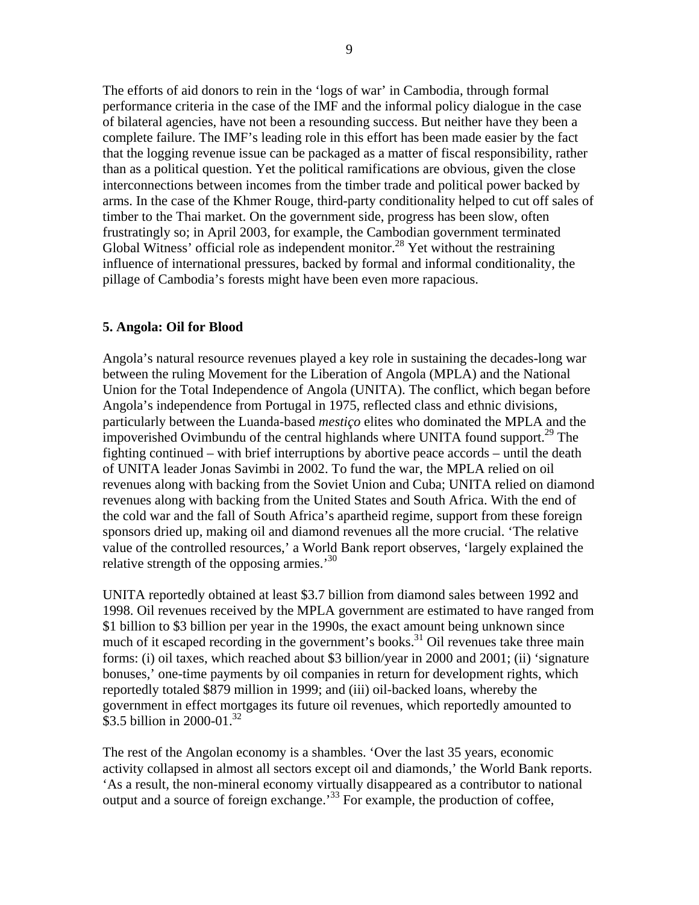The efforts of aid donors to rein in the 'logs of war' in Cambodia, through formal performance criteria in the case of the IMF and the informal policy dialogue in the case of bilateral agencies, have not been a resounding success. But neither have they been a complete failure. The IMF's leading role in this effort has been made easier by the fact that the logging revenue issue can be packaged as a matter of fiscal responsibility, rather than as a political question. Yet the political ramifications are obvious, given the close interconnections between incomes from the timber trade and political power backed by arms. In the case of the Khmer Rouge, third-party conditionality helped to cut off sales of timber to the Thai market. On the government side, progress has been slow, often frustratingly so; in April 2003, for example, the Cambodian government terminated Global Witness' official role as independent monitor.[28] Yet without the restraining influence of international pressures, backed by formal and informal conditionality, the pillage of Cambodia's forests might have been even more rapacious.

## 5. Angola: Oil for Blood

Angola's natural resource revenues played a key role in sustaining the decades-long war between the ruling Movement for the Liberation of Angola (MPLA) and the National Union for the Total Independence of Angola (UNITA). The conflict, which began before Angola's independence from Portugal in 1975, reflected class and ethnic divisions, particularly between the Luanda-based *mestiço* elites who dominated the MPLA and the impoverished Ovimbundu of the central highlands where UNITA found support.[29] The fighting continued – with brief interruptions by abortive peace accords – until the death of UNITA leader Jonas Savimbi in 2002. To fund the war, the MPLA relied on oil revenues along with backing from the Soviet Union and Cuba; UNITA relied on diamond revenues along with backing from the United States and South Africa. With the end of the cold war and the fall of South Africa's apartheid regime, support from these foreign sponsors dried up, making oil and diamond revenues all the more crucial. 'The relative value of the controlled resources,' a World Bank report observes, 'largely explained the relative strength of the opposing armies.'[30]

UNITA reportedly obtained at least \$3.7 billion from diamond sales between 1992 and 1998. Oil revenues received by the MPLA government are estimated to have ranged from \$1 billion to \$3 billion per year in the 1990s, the exact amount being unknown since much of it escaped recording in the government's books.[31] Oil revenues take three main forms: (i) oil taxes, which reached about \$3 billion/year in 2000 and 2001; (ii) 'signature bonuses,' one-time payments by oil companies in return for development rights, which reportedly totaled \$879 million in 1999; and (iii) oil-backed loans, whereby the government in effect mortgages its future oil revenues, which reportedly amounted to \$3.5 billion in 2000-01.[32]

The rest of the Angolan economy is a shambles. 'Over the last 35 years, economic activity collapsed in almost all sectors except oil and diamonds,' the World Bank reports. 'As a result, the non-mineral economy virtually disappeared as a contributor to national output and a source of foreign exchange.'[33] For example, the production of coffee,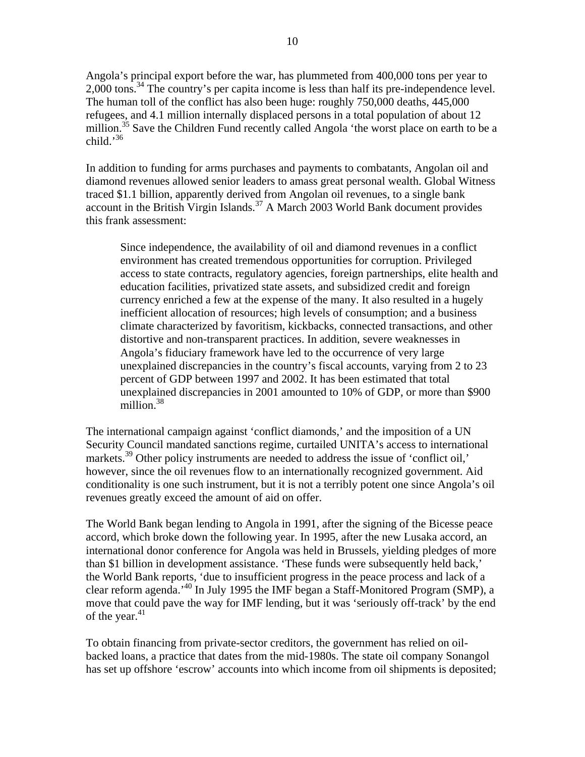Angola's principal export before the war, has plummeted from 400,000 tons per year to 2,000 tons.[34] The country's per capita income is less than half its pre-independence level. The human toll of the conflict has also been huge: roughly 750,000 deaths, 445,000 refugees, and 4.1 million internally displaced persons in a total population of about 12 million.[35] Save the Children Fund recently called Angola 'the worst place on earth to be a child.'[36]

In addition to funding for arms purchases and payments to combatants, Angolan oil and diamond revenues allowed senior leaders to amass great personal wealth. Global Witness traced $1.1 billion, apparently derived from Angolan oil revenues, to a single bank account in the British Virgin Islands.[37] A March 2003 World Bank document provides this frank assessment:

> Since independence, the availability of oil and diamond revenues in a conflict environment has created tremendous opportunities for corruption. Privileged access to state contracts, regulatory agencies, foreign partnerships, elite health and education facilities, privatized state assets, and subsidized credit and foreign currency enriched a few at the expense of the many. It also resulted in a hugely inefficient allocation of resources; high levels of consumption; and a business climate characterized by favoritism, kickbacks, connected transactions, and other distortive and non-transparent practices. In addition, severe weaknesses in Angola's fiduciary framework have led to the occurrence of very large unexplained discrepancies in the country's fiscal accounts, varying from 2 to 23 percent of GDP between 1997 and 2002. It has been estimated that total unexplained discrepancies in 2001 amounted to 10% of GDP, or more than $900 million.[38]

The international campaign against 'conflict diamonds,' and the imposition of a UN Security Council mandated sanctions regime, curtailed UNITA's access to international markets.[39] Other policy instruments are needed to address the issue of 'conflict oil,' however, since the oil revenues flow to an internationally recognized government. Aid conditionality is one such instrument, but it is not a terribly potent one since Angola's oil revenues greatly exceed the amount of aid on offer.

The World Bank began lending to Angola in 1991, after the signing of the Bicesse peace accord, which broke down the following year. In 1995, after the new Lusaka accord, an international donor conference for Angola was held in Brussels, yielding pledges of more than $1 billion in development assistance. 'These funds were subsequently held back,' the World Bank reports, 'due to insufficient progress in the peace process and lack of a clear reform agenda.'[40] In July 1995 the IMF began a Staff-Monitored Program (SMP), a move that could pave the way for IMF lending, but it was 'seriously off-track' by the end of the year.[41]

To obtain financing from private-sector creditors, the government has relied on oil-backed loans, a practice that dates from the mid-1980s. The state oil company Sonangol has set up offshore 'escrow' accounts into which income from oil shipments is deposited;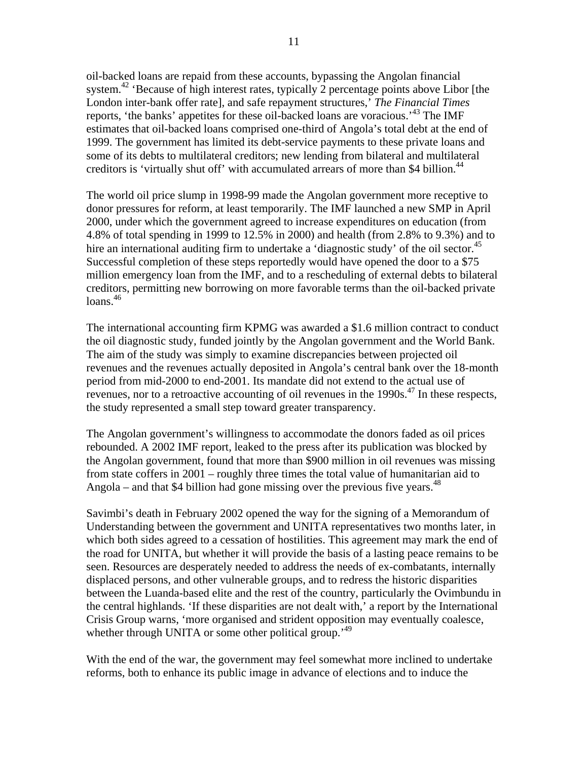oil-backed loans are repaid from these accounts, bypassing the Angolan financial system.[42] 'Because of high interest rates, typically 2 percentage points above Libor [the London inter-bank offer rate], and safe repayment structures,' *The Financial Times* reports, 'the banks' appetites for these oil-backed loans are voracious.'[43] The IMF estimates that oil-backed loans comprised one-third of Angola's total debt at the end of 1999. The government has limited its debt-service payments to these private loans and some of its debts to multilateral creditors; new lending from bilateral and multilateral creditors is 'virtually shut off' with accumulated arrears of more than $4 billion.[44]

The world oil price slump in 1998-99 made the Angolan government more receptive to donor pressures for reform, at least temporarily. The IMF launched a new SMP in April 2000, under which the government agreed to increase expenditures on education (from 4.8% of total spending in 1999 to 12.5% in 2000) and health (from 2.8% to 9.3%) and to hire an international auditing firm to undertake a 'diagnostic study' of the oil sector.[45] Successful completion of these steps reportedly would have opened the door to a $75 million emergency loan from the IMF, and to a rescheduling of external debts to bilateral creditors, permitting new borrowing on more favorable terms than the oil-backed private loans.[46]

The international accounting firm KPMG was awarded a $1.6 million contract to conduct the oil diagnostic study, funded jointly by the Angolan government and the World Bank. The aim of the study was simply to examine discrepancies between projected oil revenues and the revenues actually deposited in Angola's central bank over the 18-month period from mid-2000 to end-2001. Its mandate did not extend to the actual use of revenues, nor to a retroactive accounting of oil revenues in the 1990s.[47] In these respects, the study represented a small step toward greater transparency.

The Angolan government's willingness to accommodate the donors faded as oil prices rebounded. A 2002 IMF report, leaked to the press after its publication was blocked by the Angolan government, found that more than $900 million in oil revenues was missing from state coffers in 2001 – roughly three times the total value of humanitarian aid to Angola – and that $4 billion had gone missing over the previous five years.[48]

Savimbi's death in February 2002 opened the way for the signing of a Memorandum of Understanding between the government and UNITA representatives two months later, in which both sides agreed to a cessation of hostilities. This agreement may mark the end of the road for UNITA, but whether it will provide the basis of a lasting peace remains to be seen. Resources are desperately needed to address the needs of ex-combatants, internally displaced persons, and other vulnerable groups, and to redress the historic disparities between the Luanda-based elite and the rest of the country, particularly the Ovimbundu in the central highlands. 'If these disparities are not dealt with,' a report by the International Crisis Group warns, 'more organised and strident opposition may eventually coalesce, whether through UNITA or some other political group.'[49]

With the end of the war, the government may feel somewhat more inclined to undertake reforms, both to enhance its public image in advance of elections and to induce the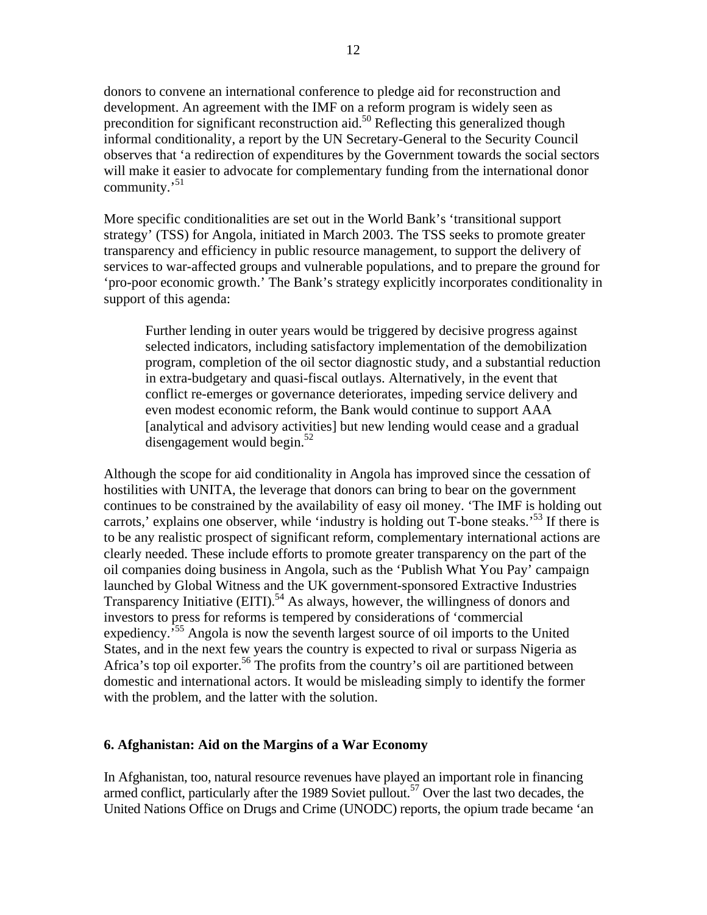donors to convene an international conference to pledge aid for reconstruction and development. An agreement with the IMF on a reform program is widely seen as precondition for significant reconstruction aid.[50] Reflecting this generalized though informal conditionality, a report by the UN Secretary-General to the Security Council observes that 'a redirection of expenditures by the Government towards the social sectors will make it easier to advocate for complementary funding from the international donor community.'[51]

More specific conditionalities are set out in the World Bank's 'transitional support strategy' (TSS) for Angola, initiated in March 2003. The TSS seeks to promote greater transparency and efficiency in public resource management, to support the delivery of services to war-affected groups and vulnerable populations, and to prepare the ground for 'pro-poor economic growth.' The Bank's strategy explicitly incorporates conditionality in support of this agenda:

> Further lending in outer years would be triggered by decisive progress against selected indicators, including satisfactory implementation of the demobilization program, completion of the oil sector diagnostic study, and a substantial reduction in extra-budgetary and quasi-fiscal outlays. Alternatively, in the event that conflict re-emerges or governance deteriorates, impeding service delivery and even modest economic reform, the Bank would continue to support AAA [analytical and advisory activities] but new lending would cease and a gradual disengagement would begin.[52]

Although the scope for aid conditionality in Angola has improved since the cessation of hostilities with UNITA, the leverage that donors can bring to bear on the government continues to be constrained by the availability of easy oil money. 'The IMF is holding out carrots,' explains one observer, while 'industry is holding out T-bone steaks.'[53] If there is to be any realistic prospect of significant reform, complementary international actions are clearly needed. These include efforts to promote greater transparency on the part of the oil companies doing business in Angola, such as the 'Publish What You Pay' campaign launched by Global Witness and the UK government-sponsored Extractive Industries Transparency Initiative (EITI).[54] As always, however, the willingness of donors and investors to press for reforms is tempered by considerations of 'commercial expediency.'[55] Angola is now the seventh largest source of oil imports to the United States, and in the next few years the country is expected to rival or surpass Nigeria as Africa's top oil exporter.[56] The profits from the country's oil are partitioned between domestic and international actors. It would be misleading simply to identify the former with the problem, and the latter with the solution.

## 6. Afghanistan: Aid on the Margins of a War Economy

In Afghanistan, too, natural resource revenues have played an important role in financing armed conflict, particularly after the 1989 Soviet pullout.[57] Over the last two decades, the United Nations Office on Drugs and Crime (UNODC) reports, the opium trade became 'an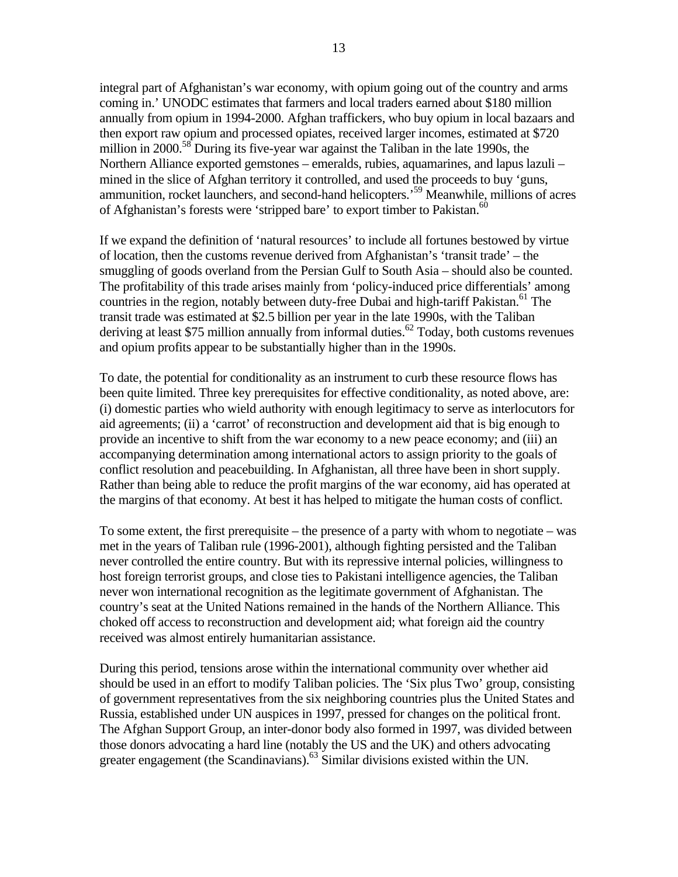integral part of Afghanistan's war economy, with opium going out of the country and arms coming in.' UNODC estimates that farmers and local traders earned about $180 million annually from opium in 1994-2000. Afghan traffickers, who buy opium in local bazaars and then export raw opium and processed opiates, received larger incomes, estimated at $720 million in 2000.[58] During its five-year war against the Taliban in the late 1990s, the Northern Alliance exported gemstones – emeralds, rubies, aquamarines, and lapus lazuli – mined in the slice of Afghan territory it controlled, and used the proceeds to buy 'guns, ammunition, rocket launchers, and second-hand helicopters.'[59] Meanwhile, millions of acres of Afghanistan's forests were 'stripped bare' to export timber to Pakistan.[60]

If we expand the definition of 'natural resources' to include all fortunes bestowed by virtue of location, then the customs revenue derived from Afghanistan's 'transit trade' – the smuggling of goods overland from the Persian Gulf to South Asia – should also be counted. The profitability of this trade arises mainly from 'policy-induced price differentials' among countries in the region, notably between duty-free Dubai and high-tariff Pakistan.[61] The transit trade was estimated at $2.5 billion per year in the late 1990s, with the Taliban deriving at least $75 million annually from informal duties.[62] Today, both customs revenues and opium profits appear to be substantially higher than in the 1990s.

To date, the potential for conditionality as an instrument to curb these resource flows has been quite limited. Three key prerequisites for effective conditionality, as noted above, are: (i) domestic parties who wield authority with enough legitimacy to serve as interlocutors for aid agreements; (ii) a 'carrot' of reconstruction and development aid that is big enough to provide an incentive to shift from the war economy to a new peace economy; and (iii) an accompanying determination among international actors to assign priority to the goals of conflict resolution and peacebuilding. In Afghanistan, all three have been in short supply. Rather than being able to reduce the profit margins of the war economy, aid has operated at the margins of that economy. At best it has helped to mitigate the human costs of conflict.

To some extent, the first prerequisite – the presence of a party with whom to negotiate – was met in the years of Taliban rule (1996-2001), although fighting persisted and the Taliban never controlled the entire country. But with its repressive internal policies, willingness to host foreign terrorist groups, and close ties to Pakistani intelligence agencies, the Taliban never won international recognition as the legitimate government of Afghanistan. The country's seat at the United Nations remained in the hands of the Northern Alliance. This choked off access to reconstruction and development aid; what foreign aid the country received was almost entirely humanitarian assistance.

During this period, tensions arose within the international community over whether aid should be used in an effort to modify Taliban policies. The 'Six plus Two' group, consisting of government representatives from the six neighboring countries plus the United States and Russia, established under UN auspices in 1997, pressed for changes on the political front. The Afghan Support Group, an inter-donor body also formed in 1997, was divided between those donors advocating a hard line (notably the US and the UK) and others advocating greater engagement (the Scandinavians).[63] Similar divisions existed within the UN.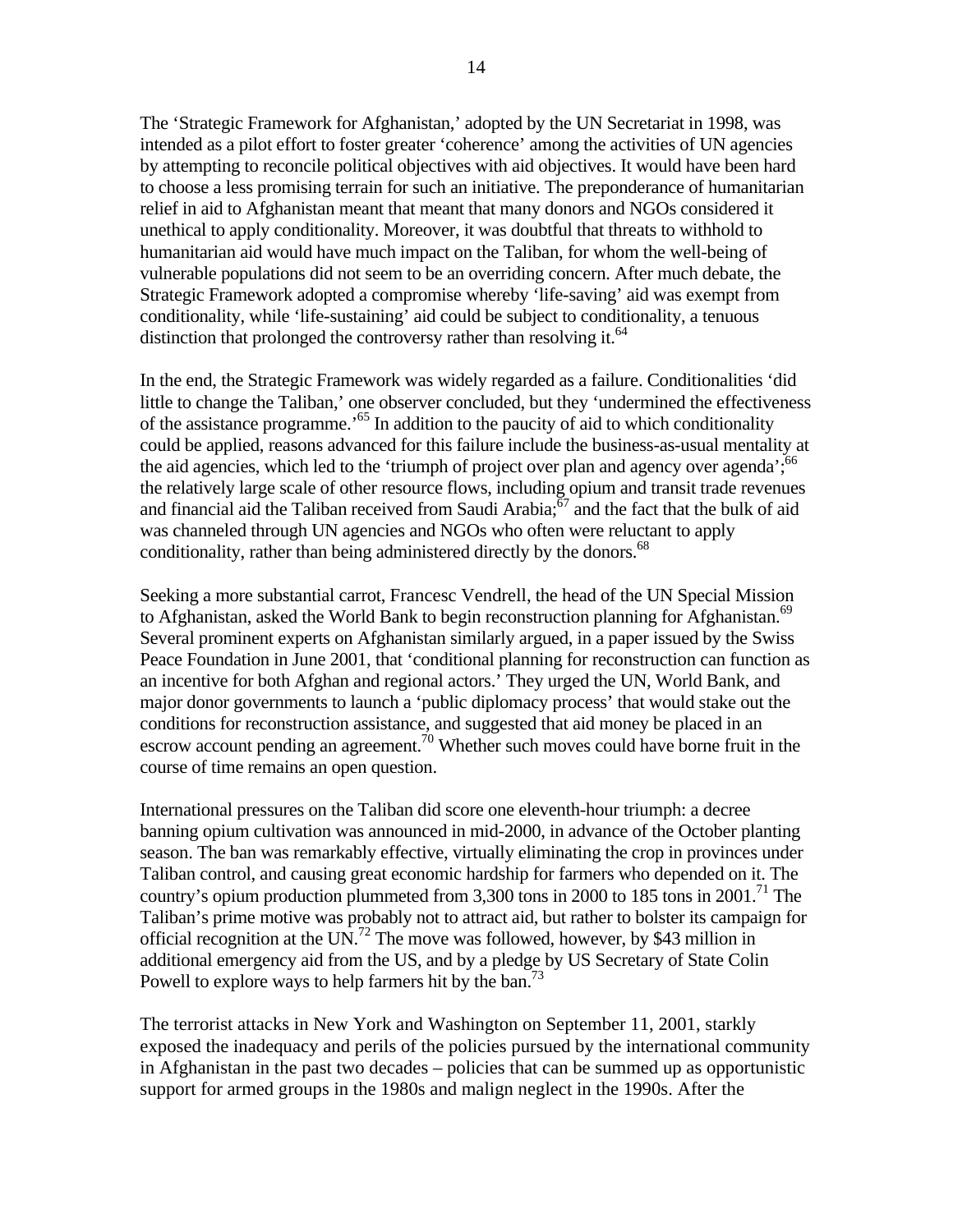The 'Strategic Framework for Afghanistan,' adopted by the UN Secretariat in 1998, was intended as a pilot effort to foster greater 'coherence' among the activities of UN agencies by attempting to reconcile political objectives with aid objectives. It would have been hard to choose a less promising terrain for such an initiative. The preponderance of humanitarian relief in aid to Afghanistan meant that meant that many donors and NGOs considered it unethical to apply conditionality. Moreover, it was doubtful that threats to withhold to humanitarian aid would have much impact on the Taliban, for whom the well-being of vulnerable populations did not seem to be an overriding concern. After much debate, the Strategic Framework adopted a compromise whereby 'life-saving' aid was exempt from conditionality, while 'life-sustaining' aid could be subject to conditionality, a tenuous distinction that prolonged the controversy rather than resolving it.[64]

In the end, the Strategic Framework was widely regarded as a failure. Conditionalities 'did little to change the Taliban,' one observer concluded, but they 'undermined the effectiveness of the assistance programme.'[65] In addition to the paucity of aid to which conditionality could be applied, reasons advanced for this failure include the business-as-usual mentality at the aid agencies, which led to the 'triumph of project over plan and agency over agenda';[66] the relatively large scale of other resource flows, including opium and transit trade revenues and financial aid the Taliban received from Saudi Arabia;[67] and the fact that the bulk of aid was channeled through UN agencies and NGOs who often were reluctant to apply conditionality, rather than being administered directly by the donors.[68]

Seeking a more substantial carrot, Francesc Vendrell, the head of the UN Special Mission to Afghanistan, asked the World Bank to begin reconstruction planning for Afghanistan.[69] Several prominent experts on Afghanistan similarly argued, in a paper issued by the Swiss Peace Foundation in June 2001, that 'conditional planning for reconstruction can function as an incentive for both Afghan and regional actors.' They urged the UN, World Bank, and major donor governments to launch a 'public diplomacy process' that would stake out the conditions for reconstruction assistance, and suggested that aid money be placed in an escrow account pending an agreement.[70] Whether such moves could have borne fruit in the course of time remains an open question.

International pressures on the Taliban did score one eleventh-hour triumph: a decree banning opium cultivation was announced in mid-2000, in advance of the October planting season. The ban was remarkably effective, virtually eliminating the crop in provinces under Taliban control, and causing great economic hardship for farmers who depended on it. The country's opium production plummeted from 3,300 tons in 2000 to 185 tons in 2001.[71] The Taliban's prime motive was probably not to attract aid, but rather to bolster its campaign for official recognition at the UN.[72] The move was followed, however, by \$43 million in additional emergency aid from the US, and by a pledge by US Secretary of State Colin Powell to explore ways to help farmers hit by the ban.[73]

The terrorist attacks in New York and Washington on September 11, 2001, starkly exposed the inadequacy and perils of the policies pursued by the international community in Afghanistan in the past two decades – policies that can be summed up as opportunistic support for armed groups in the 1980s and malign neglect in the 1990s. After the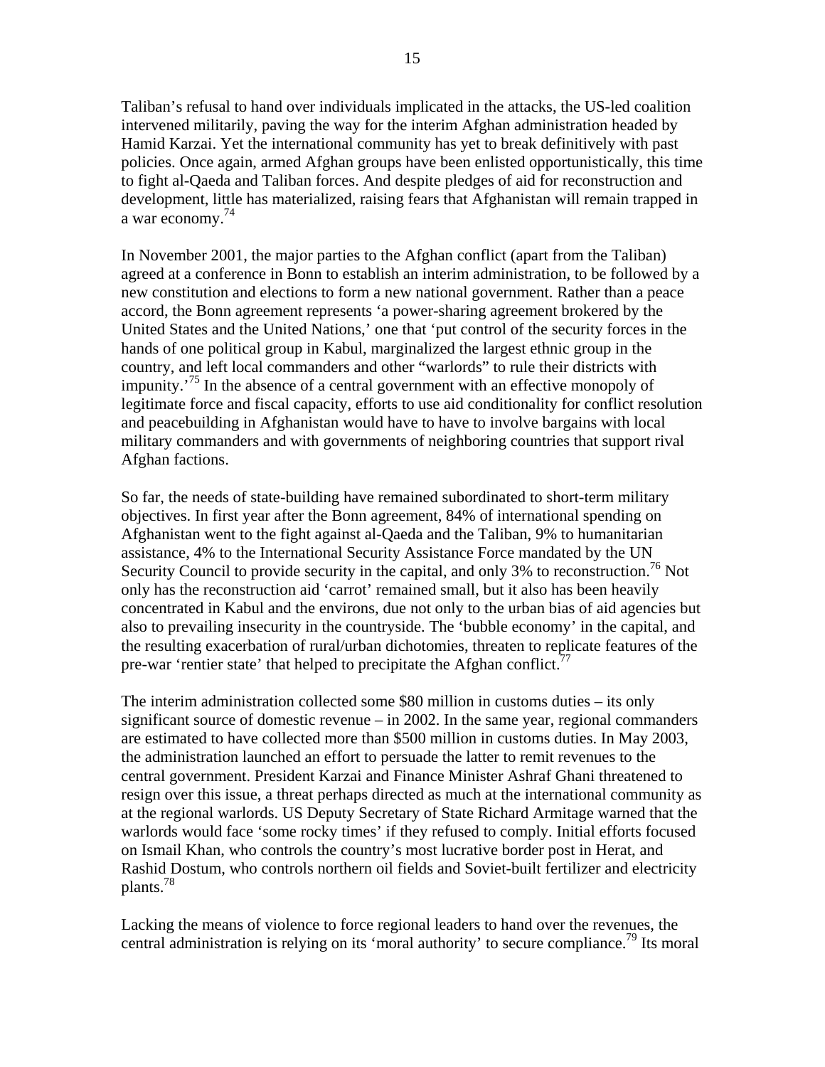Taliban's refusal to hand over individuals implicated in the attacks, the US-led coalition intervened militarily, paving the way for the interim Afghan administration headed by Hamid Karzai. Yet the international community has yet to break definitively with past policies. Once again, armed Afghan groups have been enlisted opportunistically, this time to fight al-Qaeda and Taliban forces. And despite pledges of aid for reconstruction and development, little has materialized, raising fears that Afghanistan will remain trapped in a war economy.[74]

In November 2001, the major parties to the Afghan conflict (apart from the Taliban) agreed at a conference in Bonn to establish an interim administration, to be followed by a new constitution and elections to form a new national government. Rather than a peace accord, the Bonn agreement represents 'a power-sharing agreement brokered by the United States and the United Nations,' one that 'put control of the security forces in the hands of one political group in Kabul, marginalized the largest ethnic group in the country, and left local commanders and other "warlords" to rule their districts with impunity.'[75] In the absence of a central government with an effective monopoly of legitimate force and fiscal capacity, efforts to use aid conditionality for conflict resolution and peacebuilding in Afghanistan would have to have to involve bargains with local military commanders and with governments of neighboring countries that support rival Afghan factions.

So far, the needs of state-building have remained subordinated to short-term military objectives. In first year after the Bonn agreement, 84% of international spending on Afghanistan went to the fight against al-Qaeda and the Taliban, 9% to humanitarian assistance, 4% to the International Security Assistance Force mandated by the UN Security Council to provide security in the capital, and only 3% to reconstruction.[76] Not only has the reconstruction aid 'carrot' remained small, but it also has been heavily concentrated in Kabul and the environs, due not only to the urban bias of aid agencies but also to prevailing insecurity in the countryside. The 'bubble economy' in the capital, and the resulting exacerbation of rural/urban dichotomies, threaten to replicate features of the pre-war 'rentier state' that helped to precipitate the Afghan conflict.[77]

The interim administration collected some $80 million in customs duties – its only significant source of domestic revenue – in 2002. In the same year, regional commanders are estimated to have collected more than $500 million in customs duties. In May 2003, the administration launched an effort to persuade the latter to remit revenues to the central government. President Karzai and Finance Minister Ashraf Ghani threatened to resign over this issue, a threat perhaps directed as much at the international community as at the regional warlords. US Deputy Secretary of State Richard Armitage warned that the warlords would face 'some rocky times' if they refused to comply. Initial efforts focused on Ismail Khan, who controls the country's most lucrative border post in Herat, and Rashid Dostum, who controls northern oil fields and Soviet-built fertilizer and electricity plants.[78]

Lacking the means of violence to force regional leaders to hand over the revenues, the central administration is relying on its 'moral authority' to secure compliance.[79] Its moral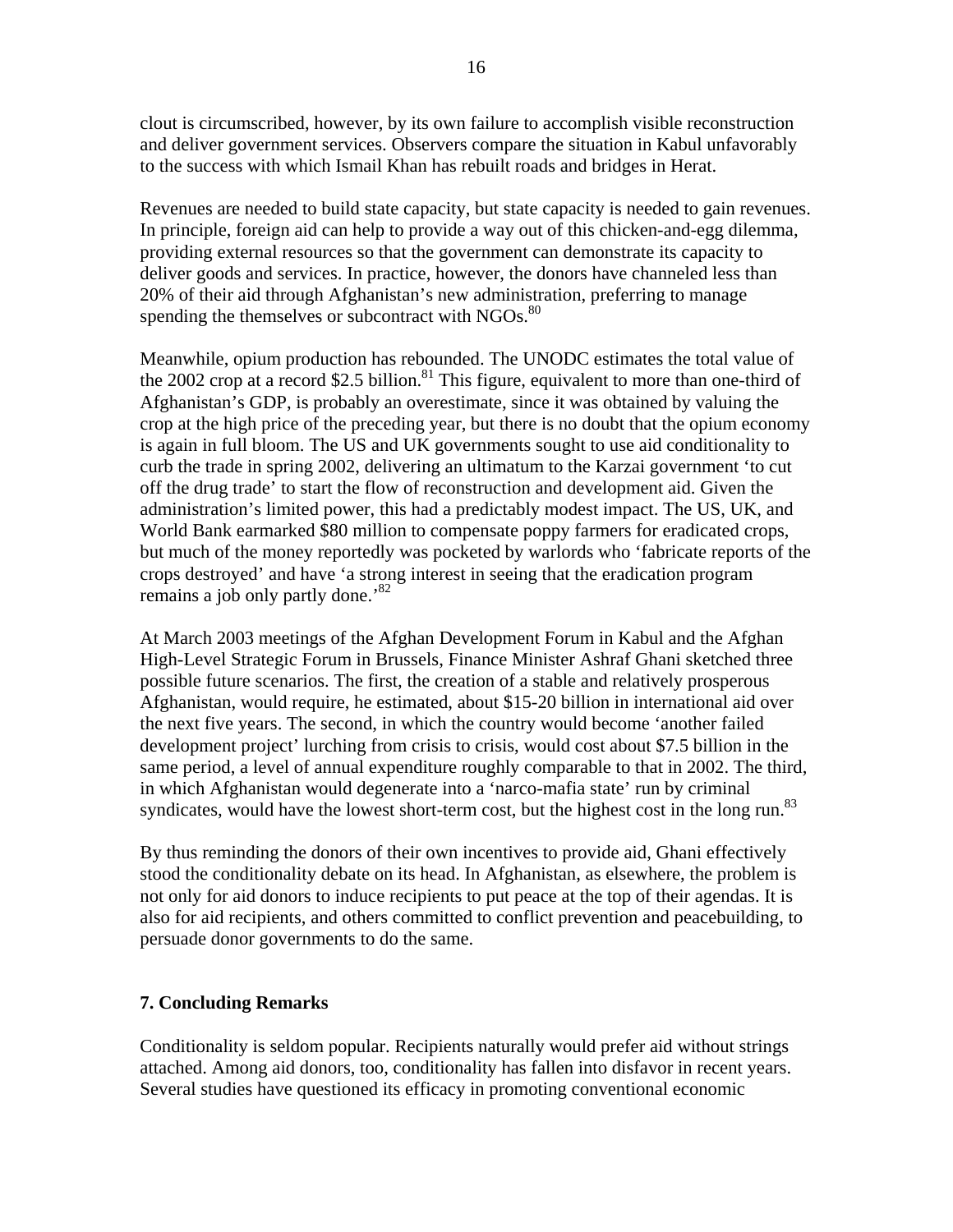clout is circumscribed, however, by its own failure to accomplish visible reconstruction and deliver government services. Observers compare the situation in Kabul unfavorably to the success with which Ismail Khan has rebuilt roads and bridges in Herat.

Revenues are needed to build state capacity, but state capacity is needed to gain revenues. In principle, foreign aid can help to provide a way out of this chicken-and-egg dilemma, providing external resources so that the government can demonstrate its capacity to deliver goods and services. In practice, however, the donors have channeled less than 20% of their aid through Afghanistan's new administration, preferring to manage spending the themselves or subcontract with NGOs.[80]

Meanwhile, opium production has rebounded. The UNODC estimates the total value of the 2002 crop at a record $2.5 billion.[81] This figure, equivalent to more than one-third of Afghanistan's GDP, is probably an overestimate, since it was obtained by valuing the crop at the high price of the preceding year, but there is no doubt that the opium economy is again in full bloom. The US and UK governments sought to use aid conditionality to curb the trade in spring 2002, delivering an ultimatum to the Karzai government 'to cut off the drug trade' to start the flow of reconstruction and development aid. Given the administration's limited power, this had a predictably modest impact. The US, UK, and World Bank earmarked $80 million to compensate poppy farmers for eradicated crops, but much of the money reportedly was pocketed by warlords who 'fabricate reports of the crops destroyed' and have 'a strong interest in seeing that the eradication program remains a job only partly done.'[82]

At March 2003 meetings of the Afghan Development Forum in Kabul and the Afghan High-Level Strategic Forum in Brussels, Finance Minister Ashraf Ghani sketched three possible future scenarios. The first, the creation of a stable and relatively prosperous Afghanistan, would require, he estimated, about $15-20 billion in international aid over the next five years. The second, in which the country would become 'another failed development project' lurching from crisis to crisis, would cost about $7.5 billion in the same period, a level of annual expenditure roughly comparable to that in 2002. The third, in which Afghanistan would degenerate into a 'narco-mafia state' run by criminal syndicates, would have the lowest short-term cost, but the highest cost in the long run.[83]

By thus reminding the donors of their own incentives to provide aid, Ghani effectively stood the conditionality debate on its head. In Afghanistan, as elsewhere, the problem is not only for aid donors to induce recipients to put peace at the top of their agendas. It is also for aid recipients, and others committed to conflict prevention and peacebuilding, to persuade donor governments to do the same.

## 7. Concluding Remarks

Conditionality is seldom popular. Recipients naturally would prefer aid without strings attached. Among aid donors, too, conditionality has fallen into disfavor in recent years. Several studies have questioned its efficacy in promoting conventional economic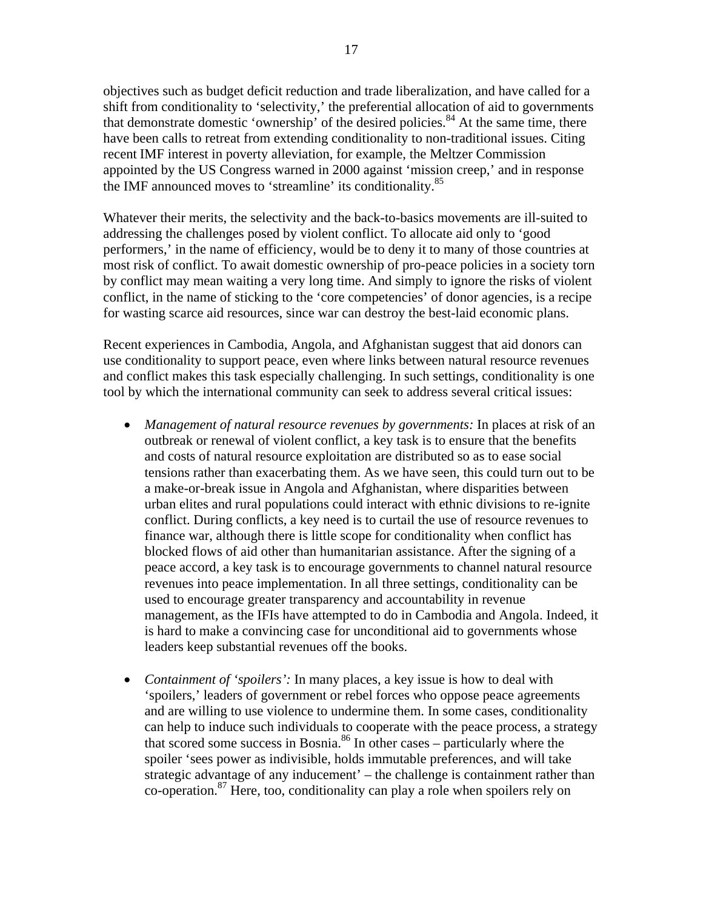objectives such as budget deficit reduction and trade liberalization, and have called for a shift from conditionality to 'selectivity,' the preferential allocation of aid to governments that demonstrate domestic 'ownership' of the desired policies.[84] At the same time, there have been calls to retreat from extending conditionality to non-traditional issues. Citing recent IMF interest in poverty alleviation, for example, the Meltzer Commission appointed by the US Congress warned in 2000 against 'mission creep,' and in response the IMF announced moves to 'streamline' its conditionality.[85]

Whatever their merits, the selectivity and the back-to-basics movements are ill-suited to addressing the challenges posed by violent conflict. To allocate aid only to 'good performers,' in the name of efficiency, would be to deny it to many of those countries at most risk of conflict. To await domestic ownership of pro-peace policies in a society torn by conflict may mean waiting a very long time. And simply to ignore the risks of violent conflict, in the name of sticking to the 'core competencies' of donor agencies, is a recipe for wasting scarce aid resources, since war can destroy the best-laid economic plans.

Recent experiences in Cambodia, Angola, and Afghanistan suggest that aid donors can use conditionality to support peace, even where links between natural resource revenues and conflict makes this task especially challenging. In such settings, conditionality is one tool by which the international community can seek to address several critical issues:

- *Management of natural resource revenues by governments:* In places at risk of an outbreak or renewal of violent conflict, a key task is to ensure that the benefits and costs of natural resource exploitation are distributed so as to ease social tensions rather than exacerbating them. As we have seen, this could turn out to be a make-or-break issue in Angola and Afghanistan, where disparities between urban elites and rural populations could interact with ethnic divisions to re-ignite conflict. During conflicts, a key need is to curtail the use of resource revenues to finance war, although there is little scope for conditionality when conflict has blocked flows of aid other than humanitarian assistance. After the signing of a peace accord, a key task is to encourage governments to channel natural resource revenues into peace implementation. In all three settings, conditionality can be used to encourage greater transparency and accountability in revenue management, as the IFIs have attempted to do in Cambodia and Angola. Indeed, it is hard to make a convincing case for unconditional aid to governments whose leaders keep substantial revenues off the books.

- *Containment of 'spoilers':* In many places, a key issue is how to deal with 'spoilers,' leaders of government or rebel forces who oppose peace agreements and are willing to use violence to undermine them. In some cases, conditionality can help to induce such individuals to cooperate with the peace process, a strategy that scored some success in Bosnia.[86] In other cases – particularly where the spoiler 'sees power as indivisible, holds immutable preferences, and will take strategic advantage of any inducement' – the challenge is containment rather than co-operation.[87] Here, too, conditionality can play a role when spoilers rely on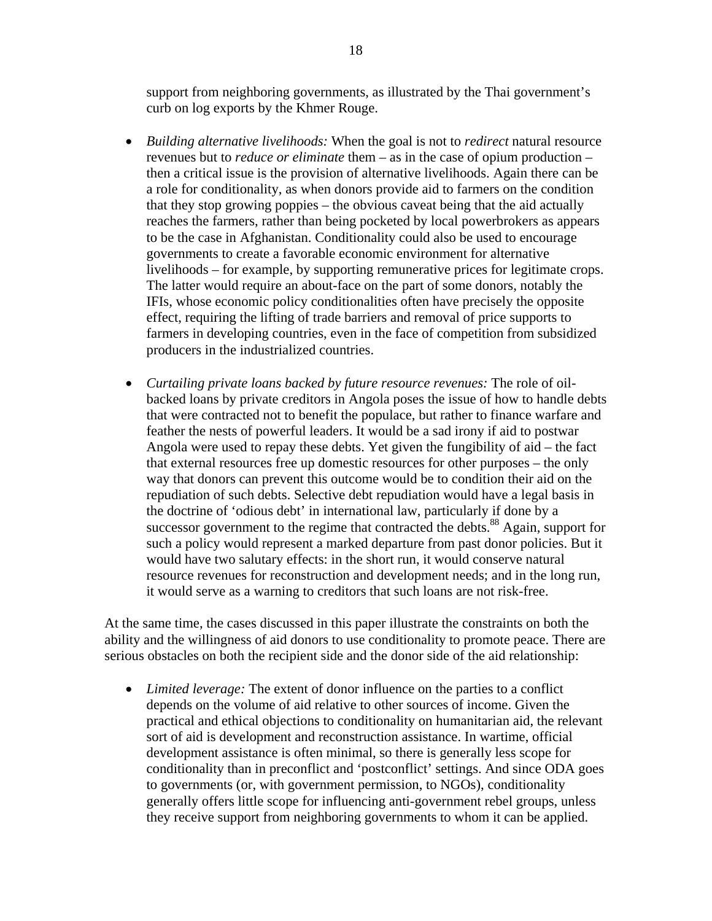support from neighboring governments, as illustrated by the Thai government's curb on log exports by the Khmer Rouge.

- *Building alternative livelihoods:* When the goal is not to *redirect* natural resource revenues but to *reduce or eliminate* them – as in the case of opium production – then a critical issue is the provision of alternative livelihoods. Again there can be a role for conditionality, as when donors provide aid to farmers on the condition that they stop growing poppies – the obvious caveat being that the aid actually reaches the farmers, rather than being pocketed by local powerbrokers as appears to be the case in Afghanistan. Conditionality could also be used to encourage governments to create a favorable economic environment for alternative livelihoods – for example, by supporting remunerative prices for legitimate crops. The latter would require an about-face on the part of some donors, notably the IFIs, whose economic policy conditionalities often have precisely the opposite effect, requiring the lifting of trade barriers and removal of price supports to farmers in developing countries, even in the face of competition from subsidized producers in the industrialized countries.

- *Curtailing private loans backed by future resource revenues:* The role of oil-backed loans by private creditors in Angola poses the issue of how to handle debts that were contracted not to benefit the populace, but rather to finance warfare and feather the nests of powerful leaders. It would be a sad irony if aid to postwar Angola were used to repay these debts. Yet given the fungibility of aid – the fact that external resources free up domestic resources for other purposes – the only way that donors can prevent this outcome would be to condition their aid on the repudiation of such debts. Selective debt repudiation would have a legal basis in the doctrine of 'odious debt' in international law, particularly if done by a successor government to the regime that contracted the debts.[88] Again, support for such a policy would represent a marked departure from past donor policies. But it would have two salutary effects: in the short run, it would conserve natural resource revenues for reconstruction and development needs; and in the long run, it would serve as a warning to creditors that such loans are not risk-free.

At the same time, the cases discussed in this paper illustrate the constraints on both the ability and the willingness of aid donors to use conditionality to promote peace. There are serious obstacles on both the recipient side and the donor side of the aid relationship:

- *Limited leverage:* The extent of donor influence on the parties to a conflict depends on the volume of aid relative to other sources of income. Given the practical and ethical objections to conditionality on humanitarian aid, the relevant sort of aid is development and reconstruction assistance. In wartime, official development assistance is often minimal, so there is generally less scope for conditionality than in preconflict and 'postconflict' settings. And since ODA goes to governments (or, with government permission, to NGOs), conditionality generally offers little scope for influencing anti-government rebel groups, unless they receive support from neighboring governments to whom it can be applied.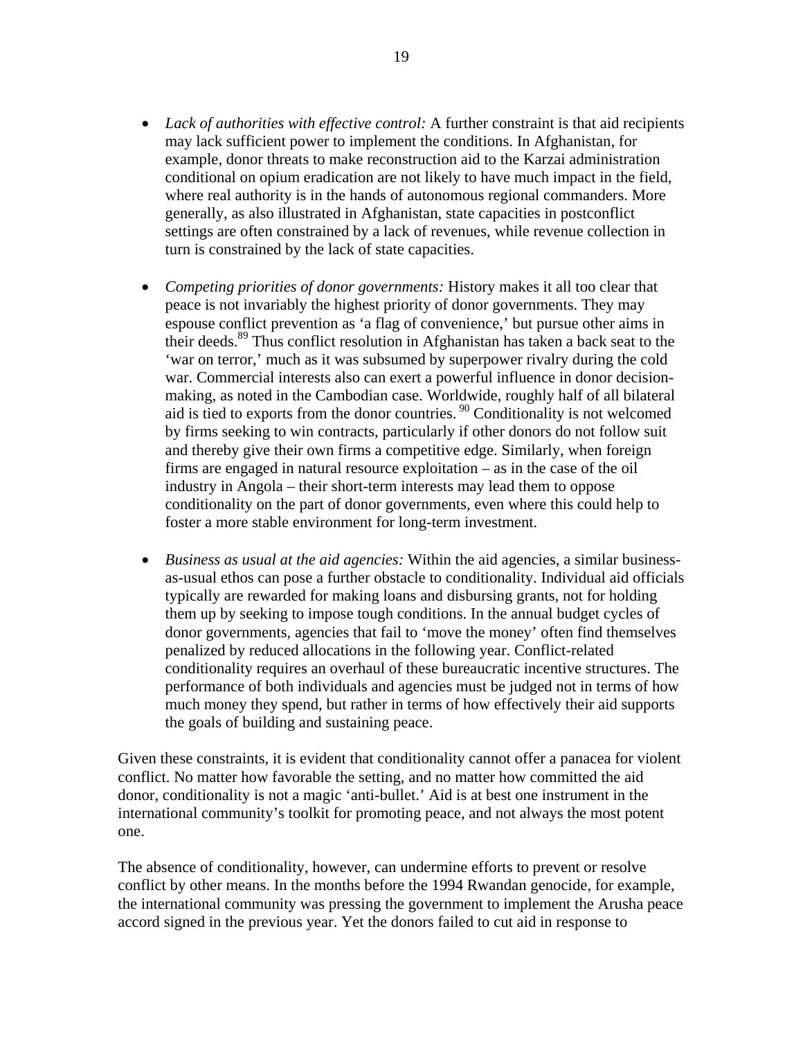- *Lack of authorities with effective control:* A further constraint is that aid recipients may lack sufficient power to implement the conditions. In Afghanistan, for example, donor threats to make reconstruction aid to the Karzai administration conditional on opium eradication are not likely to have much impact in the field, where real authority is in the hands of autonomous regional commanders. More generally, as also illustrated in Afghanistan, state capacities in postconflict settings are often constrained by a lack of revenues, while revenue collection in turn is constrained by the lack of state capacities.

- *Competing priorities of donor governments:* History makes it all too clear that peace is not invariably the highest priority of donor governments. They may espouse conflict prevention as 'a flag of convenience,' but pursue other aims in their deeds.[89] Thus conflict resolution in Afghanistan has taken a back seat to the 'war on terror,' much as it was subsumed by superpower rivalry during the cold war. Commercial interests also can exert a powerful influence in donor decision-making, as noted in the Cambodian case. Worldwide, roughly half of all bilateral aid is tied to exports from the donor countries.[90] Conditionality is not welcomed by firms seeking to win contracts, particularly if other donors do not follow suit and thereby give their own firms a competitive edge. Similarly, when foreign firms are engaged in natural resource exploitation – as in the case of the oil industry in Angola – their short-term interests may lead them to oppose conditionality on the part of donor governments, even where this could help to foster a more stable environment for long-term investment.

- *Business as usual at the aid agencies:* Within the aid agencies, a similar business-as-usual ethos can pose a further obstacle to conditionality. Individual aid officials typically are rewarded for making loans and disbursing grants, not for holding them up by seeking to impose tough conditions. In the annual budget cycles of donor governments, agencies that fail to 'move the money' often find themselves penalized by reduced allocations in the following year. Conflict-related conditionality requires an overhaul of these bureaucratic incentive structures. The performance of both individuals and agencies must be judged not in terms of how much money they spend, but rather in terms of how effectively their aid supports the goals of building and sustaining peace.

Given these constraints, it is evident that conditionality cannot offer a panacea for violent conflict. No matter how favorable the setting, and no matter how committed the aid donor, conditionality is not a magic 'anti-bullet.' Aid is at best one instrument in the international community's toolkit for promoting peace, and not always the most potent one.

The absence of conditionality, however, can undermine efforts to prevent or resolve conflict by other means. In the months before the 1994 Rwandan genocide, for example, the international community was pressing the government to implement the Arusha peace accord signed in the previous year. Yet the donors failed to cut aid in response to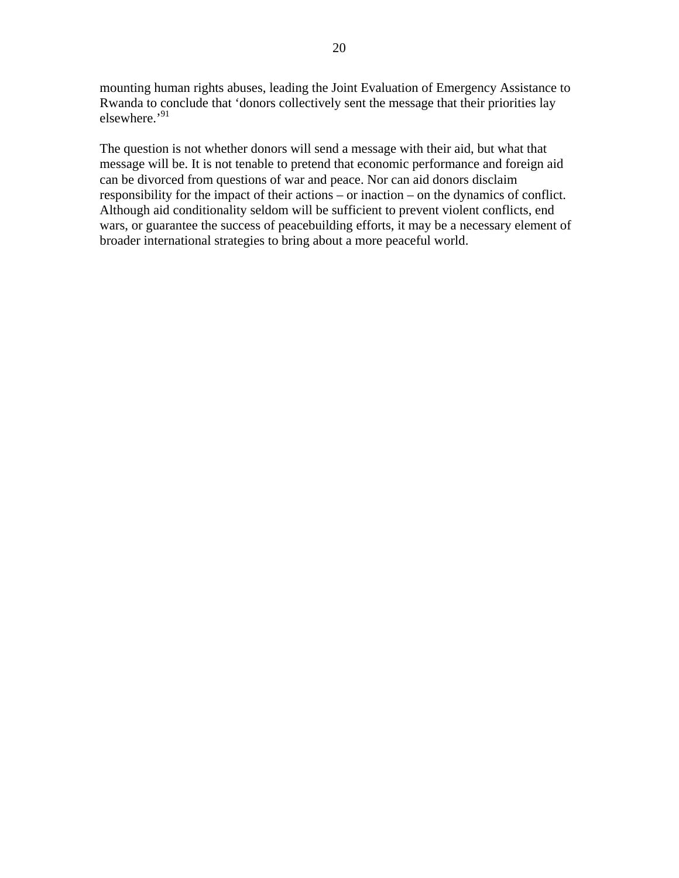mounting human rights abuses, leading the Joint Evaluation of Emergency Assistance to Rwanda to conclude that 'donors collectively sent the message that their priorities lay elsewhere.'[91]

The question is not whether donors will send a message with their aid, but what that message will be. It is not tenable to pretend that economic performance and foreign aid can be divorced from questions of war and peace. Nor can aid donors disclaim responsibility for the impact of their actions – or inaction – on the dynamics of conflict. Although aid conditionality seldom will be sufficient to prevent violent conflicts, end wars, or guarantee the success of peacebuilding efforts, it may be a necessary element of broader international strategies to bring about a more peaceful world.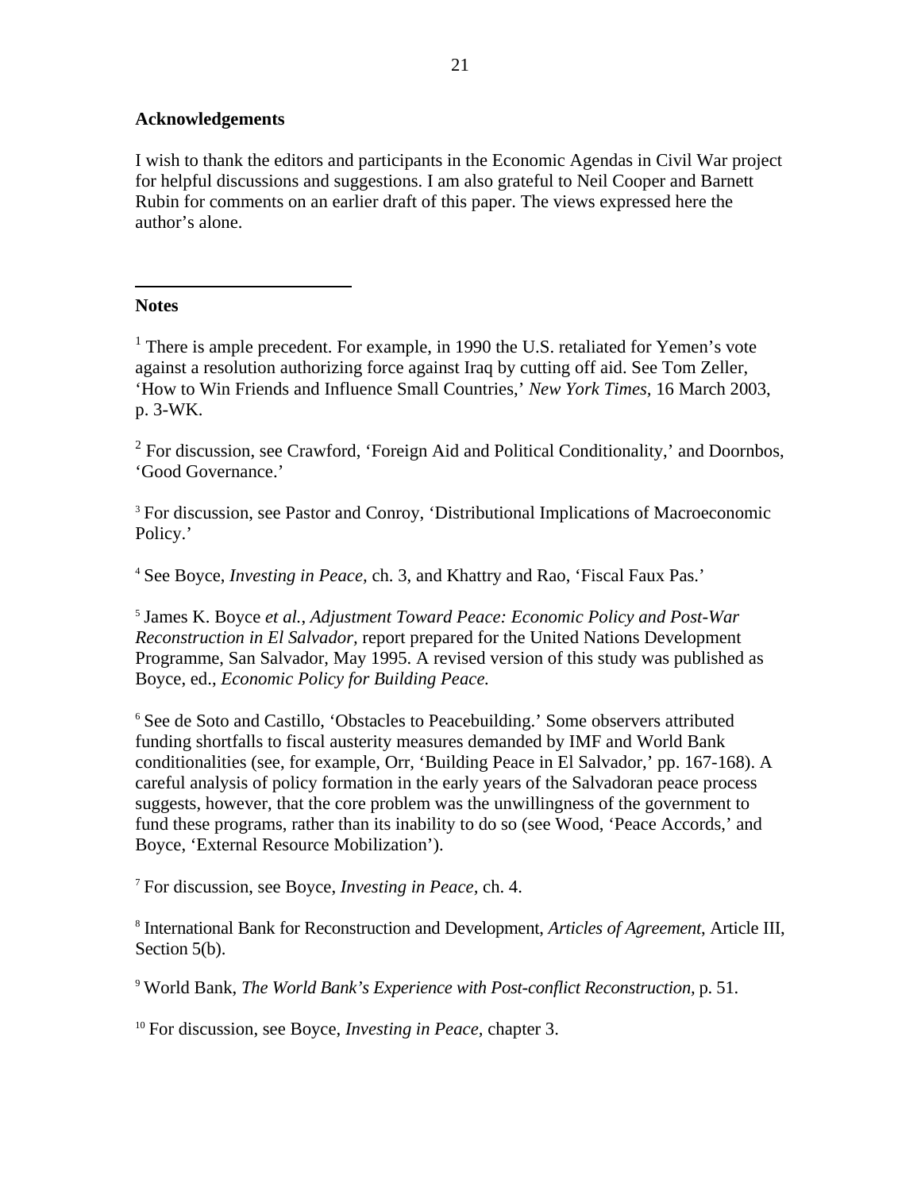**Acknowledgements**

I wish to thank the editors and participants in the Economic Agendas in Civil War project for helpful discussions and suggestions. I am also grateful to Neil Cooper and Barnett Rubin for comments on an earlier draft of this paper. The views expressed here the author's alone.

**Notes**

[1] There is ample precedent. For example, in 1990 the U.S. retaliated for Yemen's vote against a resolution authorizing force against Iraq by cutting off aid. See Tom Zeller, 'How to Win Friends and Influence Small Countries,' *New York Times*, 16 March 2003, p. 3-WK.

[2] For discussion, see Crawford, 'Foreign Aid and Political Conditionality,' and Doornbos, 'Good Governance.'

[3] For discussion, see Pastor and Conroy, 'Distributional Implications of Macroeconomic Policy.'

[4] See Boyce, *Investing in Peace*, ch. 3, and Khattry and Rao, 'Fiscal Faux Pas.'

[5] James K. Boyce *et al.*, *Adjustment Toward Peace: Economic Policy and Post-War Reconstruction in El Salvador*, report prepared for the United Nations Development Programme, San Salvador, May 1995. A revised version of this study was published as Boyce, ed., *Economic Policy for Building Peace.*

[6] See de Soto and Castillo, 'Obstacles to Peacebuilding.' Some observers attributed funding shortfalls to fiscal austerity measures demanded by IMF and World Bank conditionalities (see, for example, Orr, 'Building Peace in El Salvador,' pp. 167-168). A careful analysis of policy formation in the early years of the Salvadoran peace process suggests, however, that the core problem was the unwillingness of the government to fund these programs, rather than its inability to do so (see Wood, 'Peace Accords,' and Boyce, 'External Resource Mobilization').

[7] For discussion, see Boyce, *Investing in Peace*, ch. 4.

[8] International Bank for Reconstruction and Development, *Articles of Agreement*, Article III, Section 5(b).

[9] World Bank, *The World Bank's Experience with Post-conflict Reconstruction*, p. 51.

[10] For discussion, see Boyce, *Investing in Peace*, chapter 3.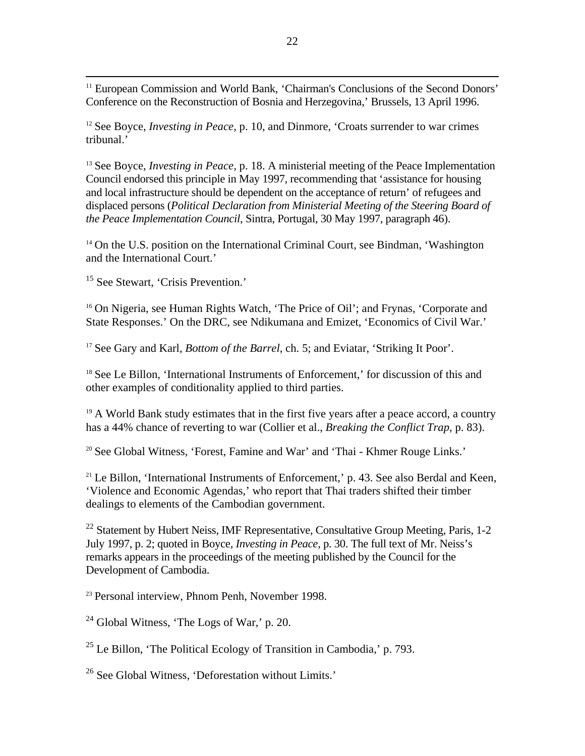[11] European Commission and World Bank, 'Chairman's Conclusions of the Second Donors' Conference on the Reconstruction of Bosnia and Herzegovina,' Brussels, 13 April 1996.

[12] See Boyce, *Investing in Peace*, p. 10, and Dinmore, 'Croats surrender to war crimes tribunal.'

[13] See Boyce, *Investing in Peace*, p. 18. A ministerial meeting of the Peace Implementation Council endorsed this principle in May 1997, recommending that 'assistance for housing and local infrastructure should be dependent on the acceptance of return' of refugees and displaced persons (*Political Declaration from Ministerial Meeting of the Steering Board of the Peace Implementation Council*, Sintra, Portugal, 30 May 1997, paragraph 46).

[14] On the U.S. position on the International Criminal Court, see Bindman, 'Washington and the International Court.'

[15] See Stewart, 'Crisis Prevention.'

[16] On Nigeria, see Human Rights Watch, 'The Price of Oil'; and Frynas, 'Corporate and State Responses.' On the DRC, see Ndikumana and Emizet, 'Economics of Civil War.'

[17] See Gary and Karl, *Bottom of the Barrel*, ch. 5; and Eviatar, 'Striking It Poor'.

[18] See Le Billon, 'International Instruments of Enforcement,' for discussion of this and other examples of conditionality applied to third parties.

[19] A World Bank study estimates that in the first five years after a peace accord, a country has a 44% chance of reverting to war (Collier et al., *Breaking the Conflict Trap*, p. 83).

[20] See Global Witness, 'Forest, Famine and War' and 'Thai - Khmer Rouge Links.'

[21] Le Billon, 'International Instruments of Enforcement,' p. 43. See also Berdal and Keen, 'Violence and Economic Agendas,' who report that Thai traders shifted their timber dealings to elements of the Cambodian government.

[22] Statement by Hubert Neiss, IMF Representative, Consultative Group Meeting, Paris, 1-2 July 1997, p. 2; quoted in Boyce, *Investing in Peace*, p. 30. The full text of Mr. Neiss's remarks appears in the proceedings of the meeting published by the Council for the Development of Cambodia.

[23] Personal interview, Phnom Penh, November 1998.

[24] Global Witness, 'The Logs of War,' p. 20.

[25] Le Billon, 'The Political Ecology of Transition in Cambodia,' p. 793.

[26] See Global Witness, 'Deforestation without Limits.'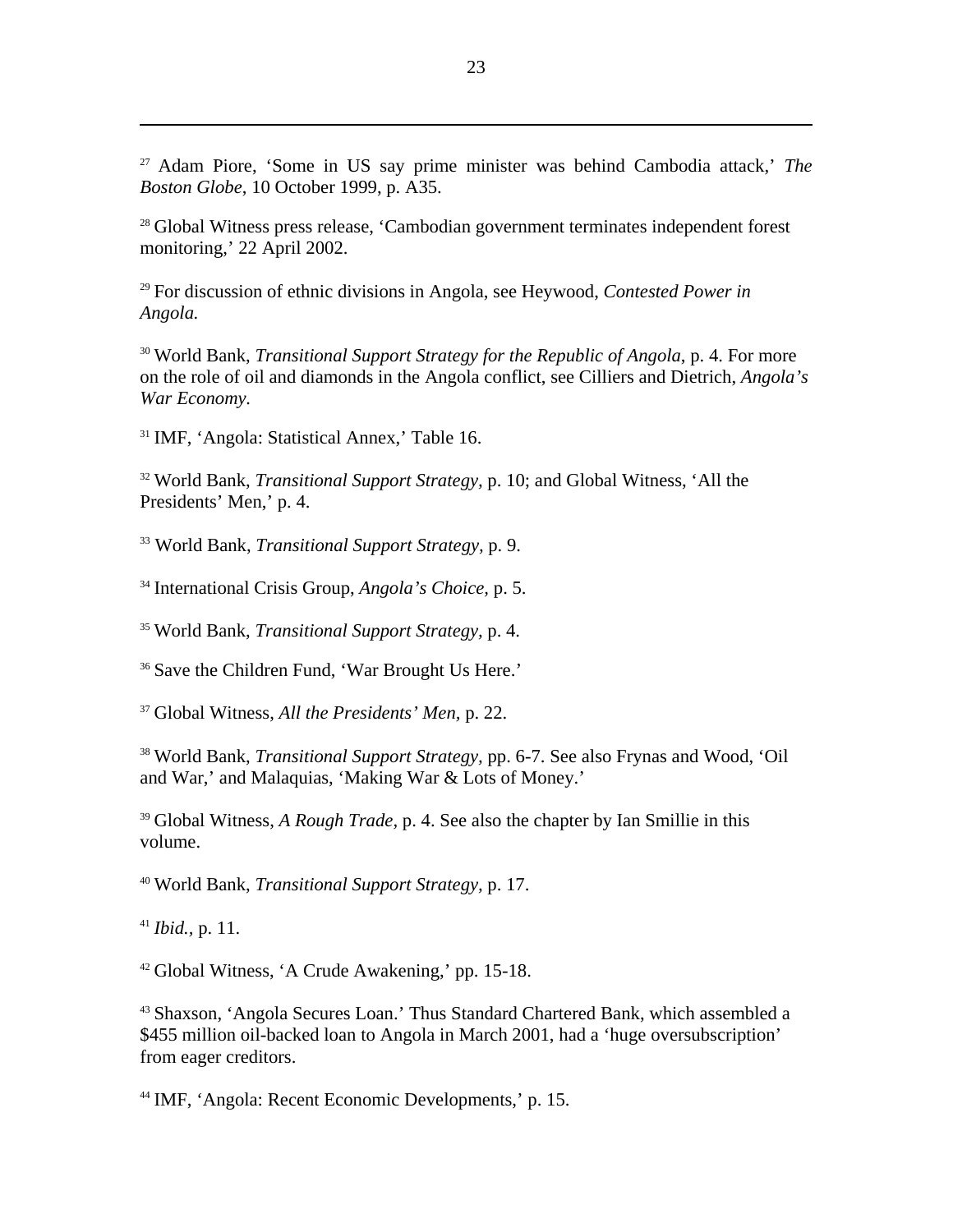[27] Adam Piore, 'Some in US say prime minister was behind Cambodia attack,' *The Boston Globe*, 10 October 1999, p. A35.

[28] Global Witness press release, 'Cambodian government terminates independent forest monitoring,' 22 April 2002.

[29] For discussion of ethnic divisions in Angola, see Heywood, *Contested Power in Angola.*

[30] World Bank, *Transitional Support Strategy for the Republic of Angola*, p. 4. For more on the role of oil and diamonds in the Angola conflict, see Cilliers and Dietrich, *Angola's War Economy*.

[31] IMF, 'Angola: Statistical Annex,' Table 16.

[32] World Bank, *Transitional Support Strategy*, p. 10; and Global Witness, 'All the Presidents' Men,' p. 4.

[33] World Bank, *Transitional Support Strategy*, p. 9.

[34] International Crisis Group, *Angola's Choice*, p. 5.

[35] World Bank, *Transitional Support Strategy*, p. 4.

[36] Save the Children Fund, 'War Brought Us Here.'

[37] Global Witness, *All the Presidents' Men*, p. 22.

[38] World Bank, *Transitional Support Strategy*, pp. 6-7. See also Frynas and Wood, 'Oil and War,' and Malaquias, 'Making War & Lots of Money.'

[39] Global Witness, *A Rough Trade*, p. 4. See also the chapter by Ian Smillie in this volume.

[40] World Bank, *Transitional Support Strategy*, p. 17.

[41] *Ibid.*, p. 11.

[42] Global Witness, 'A Crude Awakening,' pp. 15-18.

[43] Shaxson, 'Angola Secures Loan.' Thus Standard Chartered Bank, which assembled a $455 million oil-backed loan to Angola in March 2001, had a 'huge oversubscription' from eager creditors.

[44] IMF, 'Angola: Recent Economic Developments,' p. 15.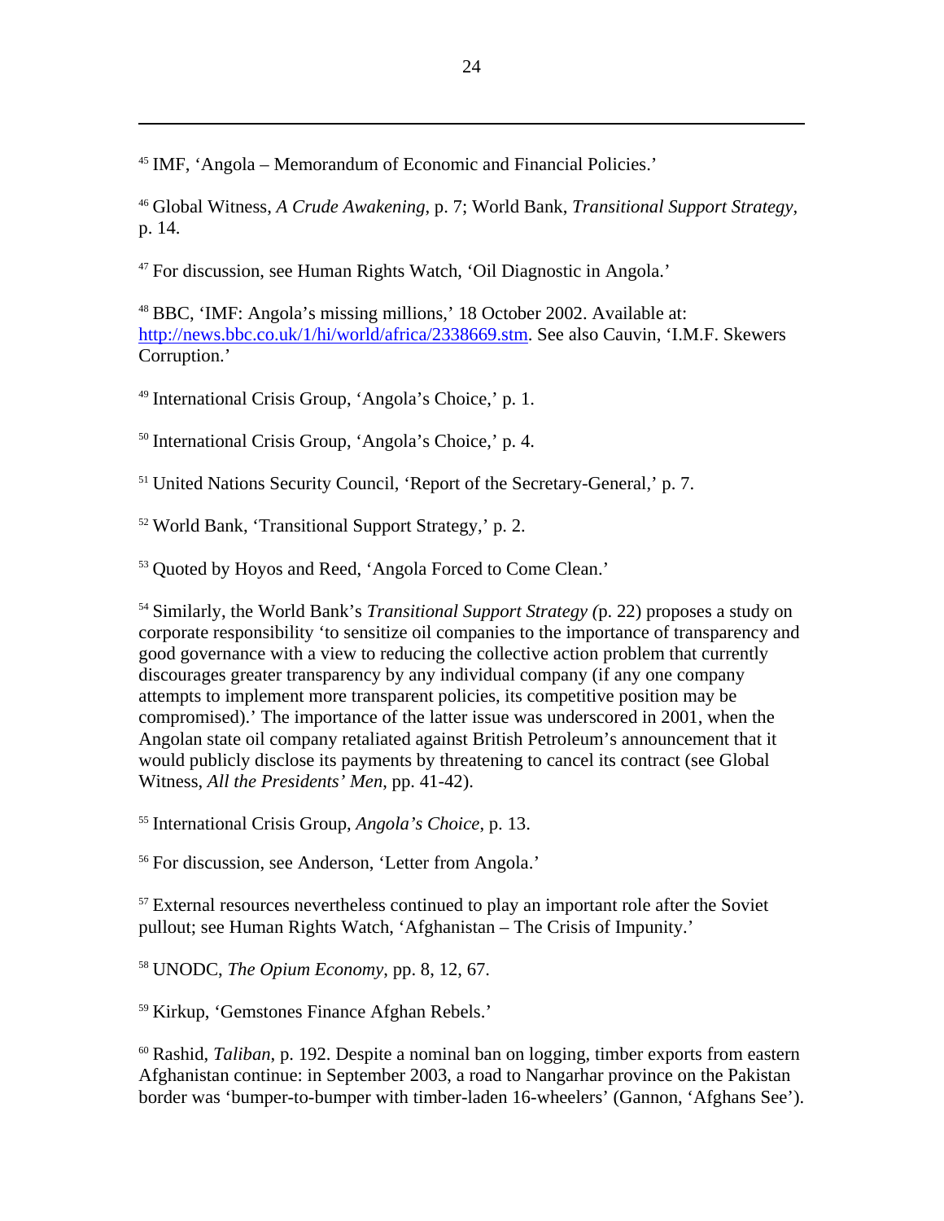[45] IMF, 'Angola – Memorandum of Economic and Financial Policies.'

[46] Global Witness, *A Crude Awakening*, p. 7; World Bank, *Transitional Support Strategy*, p. 14.

[47] For discussion, see Human Rights Watch, 'Oil Diagnostic in Angola.'

[48] BBC, 'IMF: Angola's missing millions,' 18 October 2002. Available at: http://news.bbc.co.uk/1/hi/world/africa/2338669.stm. See also Cauvin, 'I.M.F. Skewers Corruption.'

[49] International Crisis Group, 'Angola's Choice,' p. 1.

[50] International Crisis Group, 'Angola's Choice,' p. 4.

[51] United Nations Security Council, 'Report of the Secretary-General,' p. 7.

[52] World Bank, 'Transitional Support Strategy,' p. 2.

[53] Quoted by Hoyos and Reed, 'Angola Forced to Come Clean.'

[54] Similarly, the World Bank's *Transitional Support Strategy (*p. 22) proposes a study on corporate responsibility 'to sensitize oil companies to the importance of transparency and good governance with a view to reducing the collective action problem that currently discourages greater transparency by any individual company (if any one company attempts to implement more transparent policies, its competitive position may be compromised).' The importance of the latter issue was underscored in 2001, when the Angolan state oil company retaliated against British Petroleum's announcement that it would publicly disclose its payments by threatening to cancel its contract (see Global Witness, *All the Presidents' Men*, pp. 41-42).

[55] International Crisis Group, *Angola's Choice*, p. 13.

[56] For discussion, see Anderson, 'Letter from Angola.'

[57] External resources nevertheless continued to play an important role after the Soviet pullout; see Human Rights Watch, 'Afghanistan – The Crisis of Impunity.'

[58] UNODC, *The Opium Economy*, pp. 8, 12, 67.

[59] Kirkup, 'Gemstones Finance Afghan Rebels.'

[60] Rashid, *Taliban*, p. 192. Despite a nominal ban on logging, timber exports from eastern Afghanistan continue: in September 2003, a road to Nangarhar province on the Pakistan border was 'bumper-to-bumper with timber-laden 16-wheelers' (Gannon, 'Afghans See').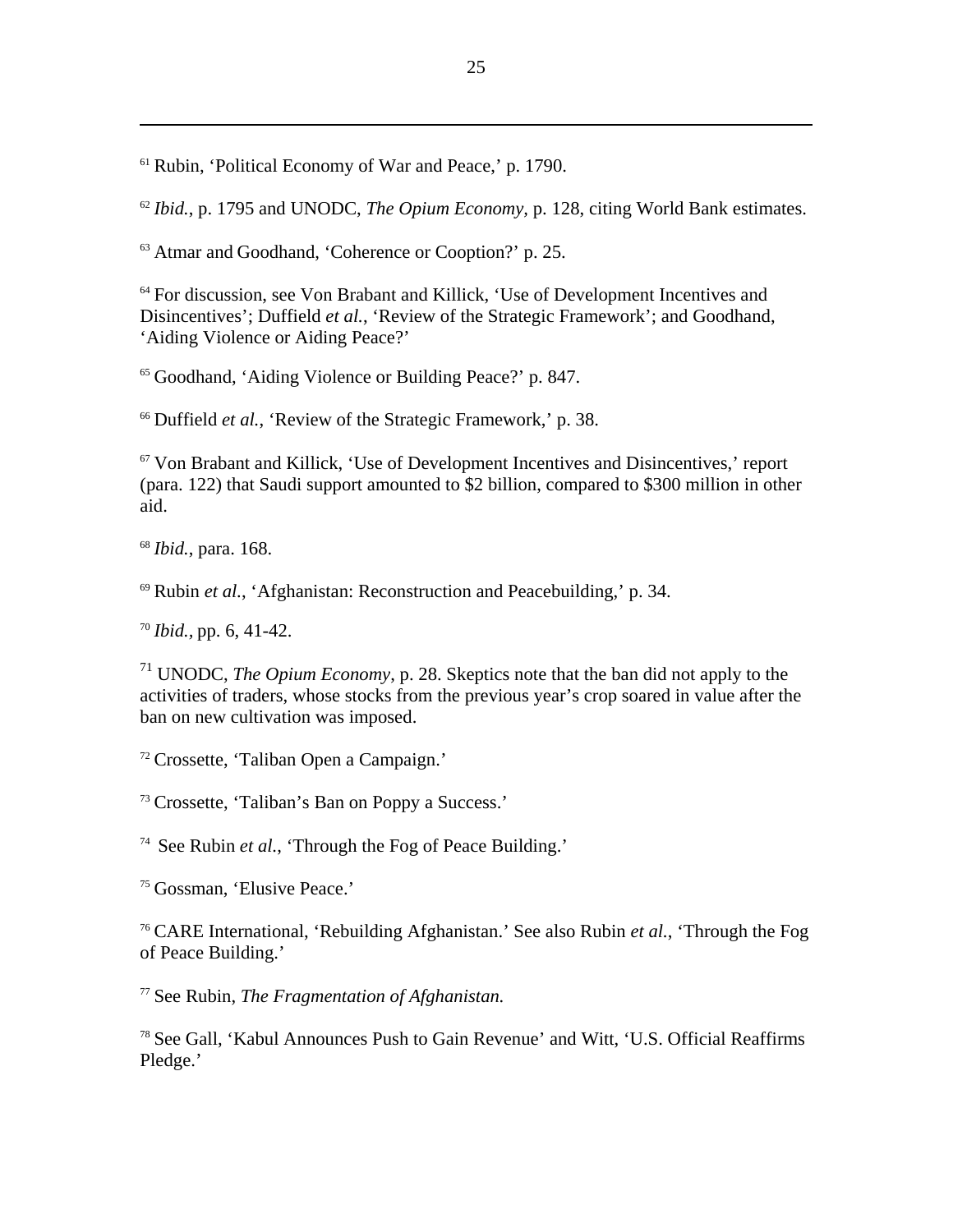[61] Rubin, 'Political Economy of War and Peace,' p. 1790.

[62] *Ibid.*, p. 1795 and UNODC, *The Opium Economy,* p. 128, citing World Bank estimates.

[63] Atmar and Goodhand, 'Coherence or Cooption?' p. 25.

[64] For discussion, see Von Brabant and Killick, 'Use of Development Incentives and Disincentives'; Duffield *et al.*, 'Review of the Strategic Framework'; and Goodhand, 'Aiding Violence or Aiding Peace?'

[65] Goodhand, 'Aiding Violence or Building Peace?' p. 847.

[66] Duffield *et al.,* 'Review of the Strategic Framework,' p. 38.

[67] Von Brabant and Killick, 'Use of Development Incentives and Disincentives,' report (para. 122) that Saudi support amounted to $2 billion, compared to $300 million in other aid.

[68] *Ibid.*, para. 168.

[69] Rubin *et al.*, 'Afghanistan: Reconstruction and Peacebuilding,' p. 34.

[70] *Ibid.,* pp. 6, 41-42.

[71] UNODC, *The Opium Economy*, p. 28. Skeptics note that the ban did not apply to the activities of traders, whose stocks from the previous year's crop soared in value after the ban on new cultivation was imposed.

[72] Crossette, 'Taliban Open a Campaign.'

[73] Crossette, 'Taliban's Ban on Poppy a Success.'

[74] See Rubin *et al.,* 'Through the Fog of Peace Building.'

[75] Gossman, 'Elusive Peace.'

[76] CARE International, 'Rebuilding Afghanistan.' See also Rubin *et al.*, 'Through the Fog of Peace Building.'

[77] See Rubin, *The Fragmentation of Afghanistan.*

[78] See Gall, 'Kabul Announces Push to Gain Revenue' and Witt, 'U.S. Official Reaffirms Pledge.'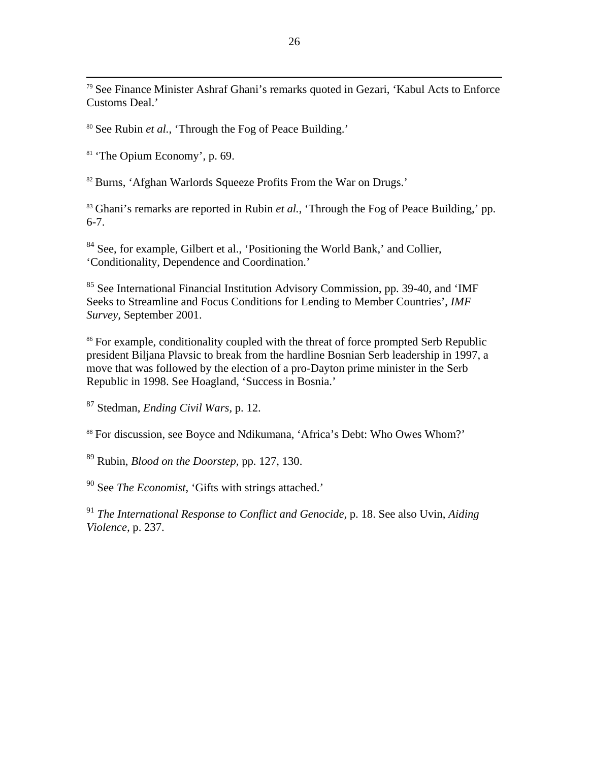[79] See Finance Minister Ashraf Ghani's remarks quoted in Gezari, 'Kabul Acts to Enforce Customs Deal.'

[80] See Rubin *et al.*, 'Through the Fog of Peace Building.'

[81] 'The Opium Economy', p. 69.

[82] Burns, 'Afghan Warlords Squeeze Profits From the War on Drugs.'

[83] Ghani's remarks are reported in Rubin *et al.*, 'Through the Fog of Peace Building,' pp. 6-7.

[84] See, for example, Gilbert et al., 'Positioning the World Bank,' and Collier, 'Conditionality, Dependence and Coordination.'

[85] See International Financial Institution Advisory Commission, pp. 39-40, and 'IMF Seeks to Streamline and Focus Conditions for Lending to Member Countries', *IMF Survey*, September 2001.

[86] For example, conditionality coupled with the threat of force prompted Serb Republic president Biljana Plavsic to break from the hardline Bosnian Serb leadership in 1997, a move that was followed by the election of a pro-Dayton prime minister in the Serb Republic in 1998. See Hoagland, 'Success in Bosnia.'

[87] Stedman, *Ending Civil Wars*, p. 12.

[88] For discussion, see Boyce and Ndikumana, 'Africa's Debt: Who Owes Whom?'

[89] Rubin, *Blood on the Doorstep*, pp. 127, 130.

[90] See *The Economist*, 'Gifts with strings attached.'

[91] *The International Response to Conflict and Genocide*, p. 18. See also Uvin, *Aiding Violence*, p. 237.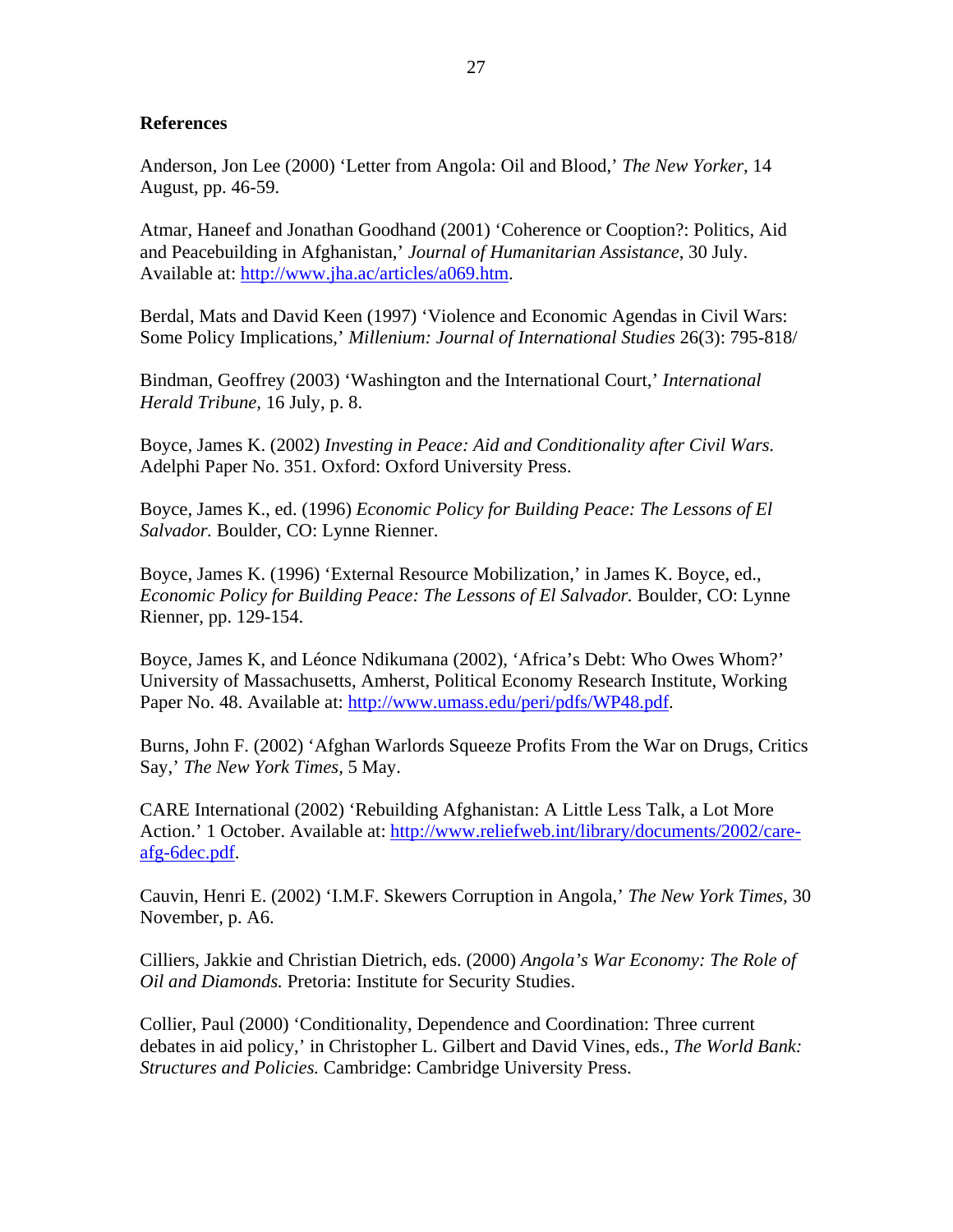**References**

Anderson, Jon Lee (2000) 'Letter from Angola: Oil and Blood,' *The New Yorker*, 14 August, pp. 46-59.

Atmar, Haneef and Jonathan Goodhand (2001) 'Coherence or Cooption?: Politics, Aid and Peacebuilding in Afghanistan,' *Journal of Humanitarian Assistance*, 30 July. Available at: http://www.jha.ac/articles/a069.htm.

Berdal, Mats and David Keen (1997) 'Violence and Economic Agendas in Civil Wars: Some Policy Implications,' *Millenium: Journal of International Studies* 26(3): 795-818/

Bindman, Geoffrey (2003) 'Washington and the International Court,' *International Herald Tribune,* 16 July, p. 8.

Boyce, James K. (2002) *Investing in Peace: Aid and Conditionality after Civil Wars.* Adelphi Paper No. 351. Oxford: Oxford University Press.

Boyce, James K., ed. (1996) *Economic Policy for Building Peace: The Lessons of El Salvador.* Boulder, CO: Lynne Rienner.

Boyce, James K. (1996) 'External Resource Mobilization,' in James K. Boyce, ed., *Economic Policy for Building Peace: The Lessons of El Salvador.* Boulder, CO: Lynne Rienner, pp. 129-154.

Boyce, James K, and Léonce Ndikumana (2002), 'Africa's Debt: Who Owes Whom?' University of Massachusetts, Amherst, Political Economy Research Institute, Working Paper No. 48. Available at: http://www.umass.edu/peri/pdfs/WP48.pdf.

Burns, John F. (2002) 'Afghan Warlords Squeeze Profits From the War on Drugs, Critics Say,' *The New York Times,* 5 May.

CARE International (2002) 'Rebuilding Afghanistan: A Little Less Talk, a Lot More Action.' 1 October. Available at: http://www.reliefweb.int/library/documents/2002/care-afg-6dec.pdf.

Cauvin, Henri E. (2002) 'I.M.F. Skewers Corruption in Angola,' *The New York Times,* 30 November, p. A6.

Cilliers, Jakkie and Christian Dietrich, eds. (2000) *Angola's War Economy: The Role of Oil and Diamonds.* Pretoria: Institute for Security Studies.

Collier, Paul (2000) 'Conditionality, Dependence and Coordination: Three current debates in aid policy,' in Christopher L. Gilbert and David Vines, eds., *The World Bank: Structures and Policies.* Cambridge: Cambridge University Press.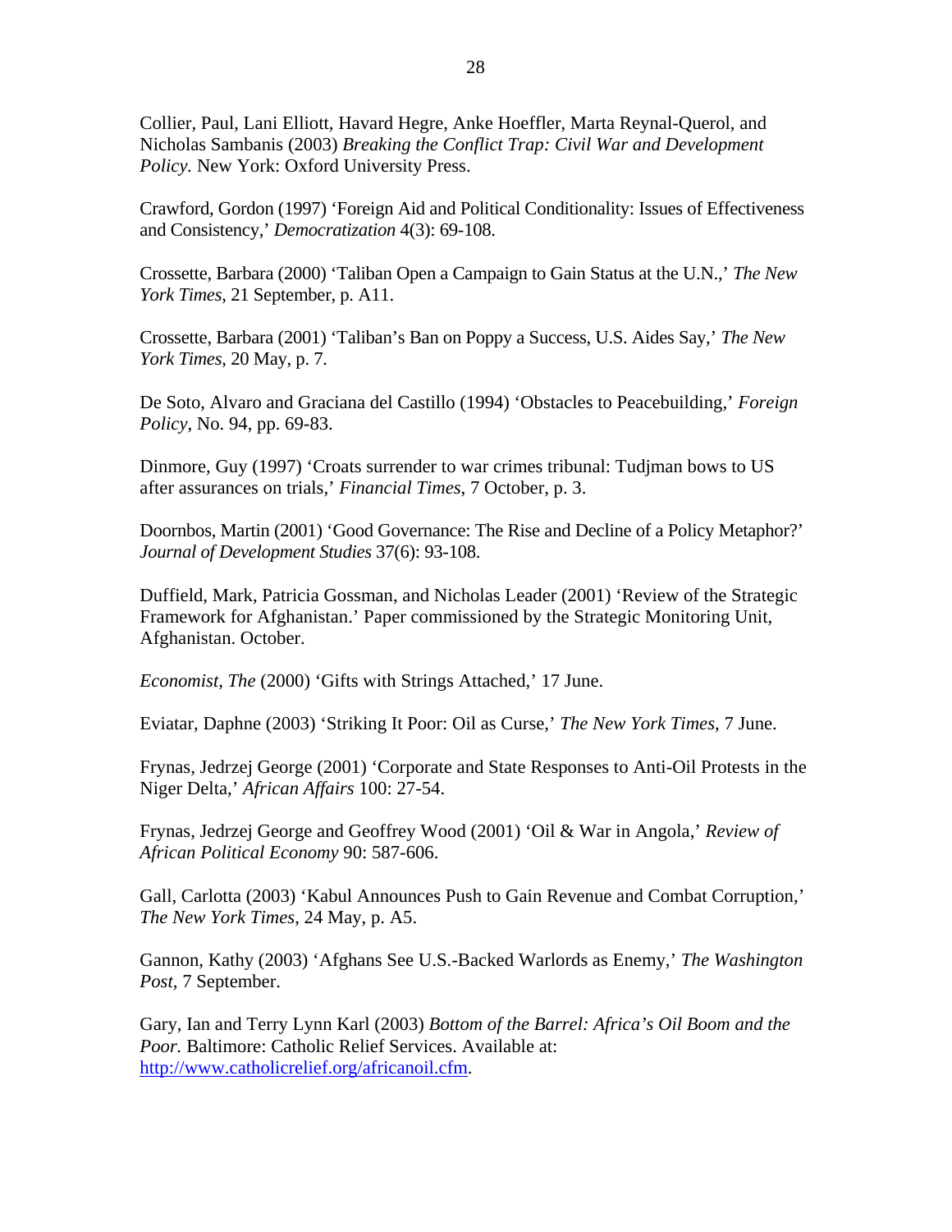Collier, Paul, Lani Elliott, Havard Hegre, Anke Hoeffler, Marta Reynal-Querol, and Nicholas Sambanis (2003) *Breaking the Conflict Trap: Civil War and Development Policy.* New York: Oxford University Press.

Crawford, Gordon (1997) 'Foreign Aid and Political Conditionality: Issues of Effectiveness and Consistency,' *Democratization* 4(3): 69-108.

Crossette, Barbara (2000) 'Taliban Open a Campaign to Gain Status at the U.N.,' *The New York Times*, 21 September, p. A11.

Crossette, Barbara (2001) 'Taliban's Ban on Poppy a Success, U.S. Aides Say,' *The New York Times*, 20 May, p. 7.

De Soto, Alvaro and Graciana del Castillo (1994) 'Obstacles to Peacebuilding,' *Foreign Policy*, No. 94, pp. 69-83.

Dinmore, Guy (1997) 'Croats surrender to war crimes tribunal: Tudjman bows to US after assurances on trials,' *Financial Times*, 7 October, p. 3.

Doornbos, Martin (2001) 'Good Governance: The Rise and Decline of a Policy Metaphor?' *Journal of Development Studies* 37(6): 93-108.

Duffield, Mark, Patricia Gossman, and Nicholas Leader (2001) 'Review of the Strategic Framework for Afghanistan.' Paper commissioned by the Strategic Monitoring Unit, Afghanistan. October.

*Economist, The* (2000) 'Gifts with Strings Attached,' 17 June.

Eviatar, Daphne (2003) 'Striking It Poor: Oil as Curse,' *The New York Times*, 7 June.

Frynas, Jedrzej George (2001) 'Corporate and State Responses to Anti-Oil Protests in the Niger Delta,' *African Affairs* 100: 27-54.

Frynas, Jedrzej George and Geoffrey Wood (2001) 'Oil & War in Angola,' *Review of African Political Economy* 90: 587-606.

Gall, Carlotta (2003) 'Kabul Announces Push to Gain Revenue and Combat Corruption,' *The New York Times*, 24 May, p. A5.

Gannon, Kathy (2003) 'Afghans See U.S.-Backed Warlords as Enemy,' *The Washington Post*, 7 September.

Gary, Ian and Terry Lynn Karl (2003) *Bottom of the Barrel: Africa's Oil Boom and the Poor.* Baltimore: Catholic Relief Services. Available at: http://www.catholicrelief.org/africanoil.cfm.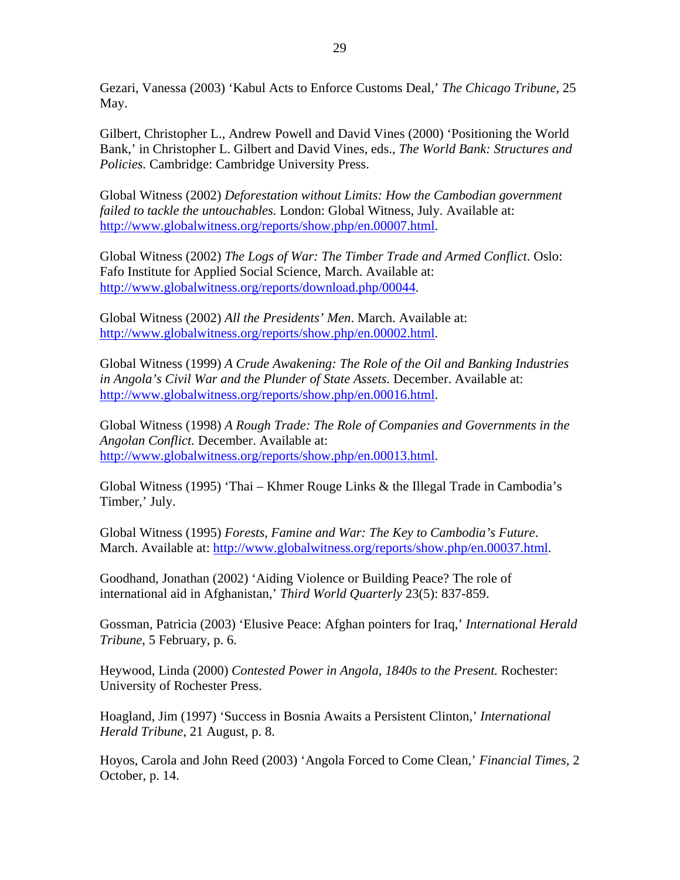Gezari, Vanessa (2003) 'Kabul Acts to Enforce Customs Deal,' *The Chicago Tribune*, 25 May.

Gilbert, Christopher L., Andrew Powell and David Vines (2000) 'Positioning the World Bank,' in Christopher L. Gilbert and David Vines, eds., *The World Bank: Structures and Policies.* Cambridge: Cambridge University Press.

Global Witness (2002) *Deforestation without Limits: How the Cambodian government failed to tackle the untouchables.* London: Global Witness, July. Available at: http://www.globalwitness.org/reports/show.php/en.00007.html.

Global Witness (2002) *The Logs of War: The Timber Trade and Armed Conflict*. Oslo: Fafo Institute for Applied Social Science, March. Available at: http://www.globalwitness.org/reports/download.php/00044.

Global Witness (2002) *All the Presidents' Men*. March. Available at: http://www.globalwitness.org/reports/show.php/en.00002.html.

Global Witness (1999) *A Crude Awakening: The Role of the Oil and Banking Industries in Angola's Civil War and the Plunder of State Assets.* December. Available at: http://www.globalwitness.org/reports/show.php/en.00016.html.

Global Witness (1998) *A Rough Trade: The Role of Companies and Governments in the Angolan Conflict.* December. Available at: http://www.globalwitness.org/reports/show.php/en.00013.html.

Global Witness (1995) 'Thai – Khmer Rouge Links & the Illegal Trade in Cambodia's Timber,' July.

Global Witness (1995) *Forests, Famine and War: The Key to Cambodia's Future*. March. Available at: http://www.globalwitness.org/reports/show.php/en.00037.html.

Goodhand, Jonathan (2002) 'Aiding Violence or Building Peace? The role of international aid in Afghanistan,' *Third World Quarterly* 23(5): 837-859.

Gossman, Patricia (2003) 'Elusive Peace: Afghan pointers for Iraq,' *International Herald Tribune*, 5 February, p. 6.

Heywood, Linda (2000) *Contested Power in Angola, 1840s to the Present.* Rochester: University of Rochester Press.

Hoagland, Jim (1997) 'Success in Bosnia Awaits a Persistent Clinton,' *International Herald Tribune*, 21 August, p. 8.

Hoyos, Carola and John Reed (2003) 'Angola Forced to Come Clean,' *Financial Times*, 2 October, p. 14.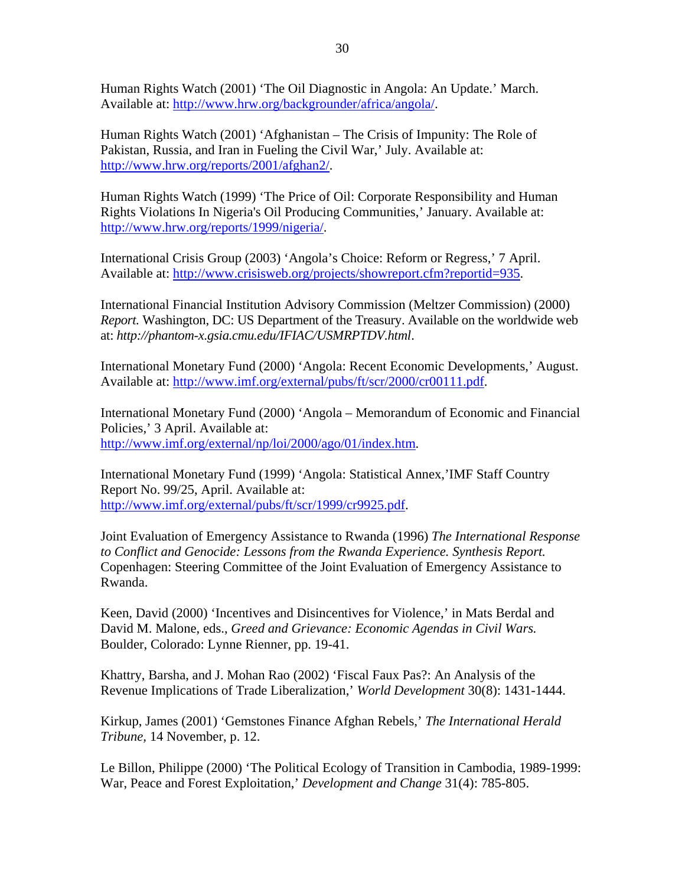Human Rights Watch (2001) 'The Oil Diagnostic in Angola: An Update.' March. Available at: http://www.hrw.org/backgrounder/africa/angola/.

Human Rights Watch (2001) 'Afghanistan – The Crisis of Impunity: The Role of Pakistan, Russia, and Iran in Fueling the Civil War,' July. Available at: http://www.hrw.org/reports/2001/afghan2/.

Human Rights Watch (1999) 'The Price of Oil: Corporate Responsibility and Human Rights Violations In Nigeria's Oil Producing Communities,' January. Available at: http://www.hrw.org/reports/1999/nigeria/.

International Crisis Group (2003) 'Angola's Choice: Reform or Regress,' 7 April. Available at: http://www.crisisweb.org/projects/showreport.cfm?reportid=935.

International Financial Institution Advisory Commission (Meltzer Commission) (2000) *Report.* Washington, DC: US Department of the Treasury. Available on the worldwide web at: *http://phantom-x.gsia.cmu.edu/IFIAC/USMRPTDV.html*.

International Monetary Fund (2000) 'Angola: Recent Economic Developments,' August. Available at: http://www.imf.org/external/pubs/ft/scr/2000/cr00111.pdf.

International Monetary Fund (2000) 'Angola – Memorandum of Economic and Financial Policies,' 3 April. Available at: http://www.imf.org/external/np/loi/2000/ago/01/index.htm.

International Monetary Fund (1999) 'Angola: Statistical Annex,'IMF Staff Country Report No. 99/25, April. Available at: http://www.imf.org/external/pubs/ft/scr/1999/cr9925.pdf.

Joint Evaluation of Emergency Assistance to Rwanda (1996) *The International Response to Conflict and Genocide: Lessons from the Rwanda Experience. Synthesis Report.* Copenhagen: Steering Committee of the Joint Evaluation of Emergency Assistance to Rwanda.

Keen, David (2000) 'Incentives and Disincentives for Violence,' in Mats Berdal and David M. Malone, eds., *Greed and Grievance: Economic Agendas in Civil Wars.* Boulder, Colorado: Lynne Rienner, pp. 19-41.

Khattry, Barsha, and J. Mohan Rao (2002) 'Fiscal Faux Pas?: An Analysis of the Revenue Implications of Trade Liberalization,' *World Development* 30(8): 1431-1444.

Kirkup, James (2001) 'Gemstones Finance Afghan Rebels,' *The International Herald Tribune,* 14 November, p. 12.

Le Billon, Philippe (2000) 'The Political Ecology of Transition in Cambodia, 1989-1999: War, Peace and Forest Exploitation,' *Development and Change* 31(4): 785-805.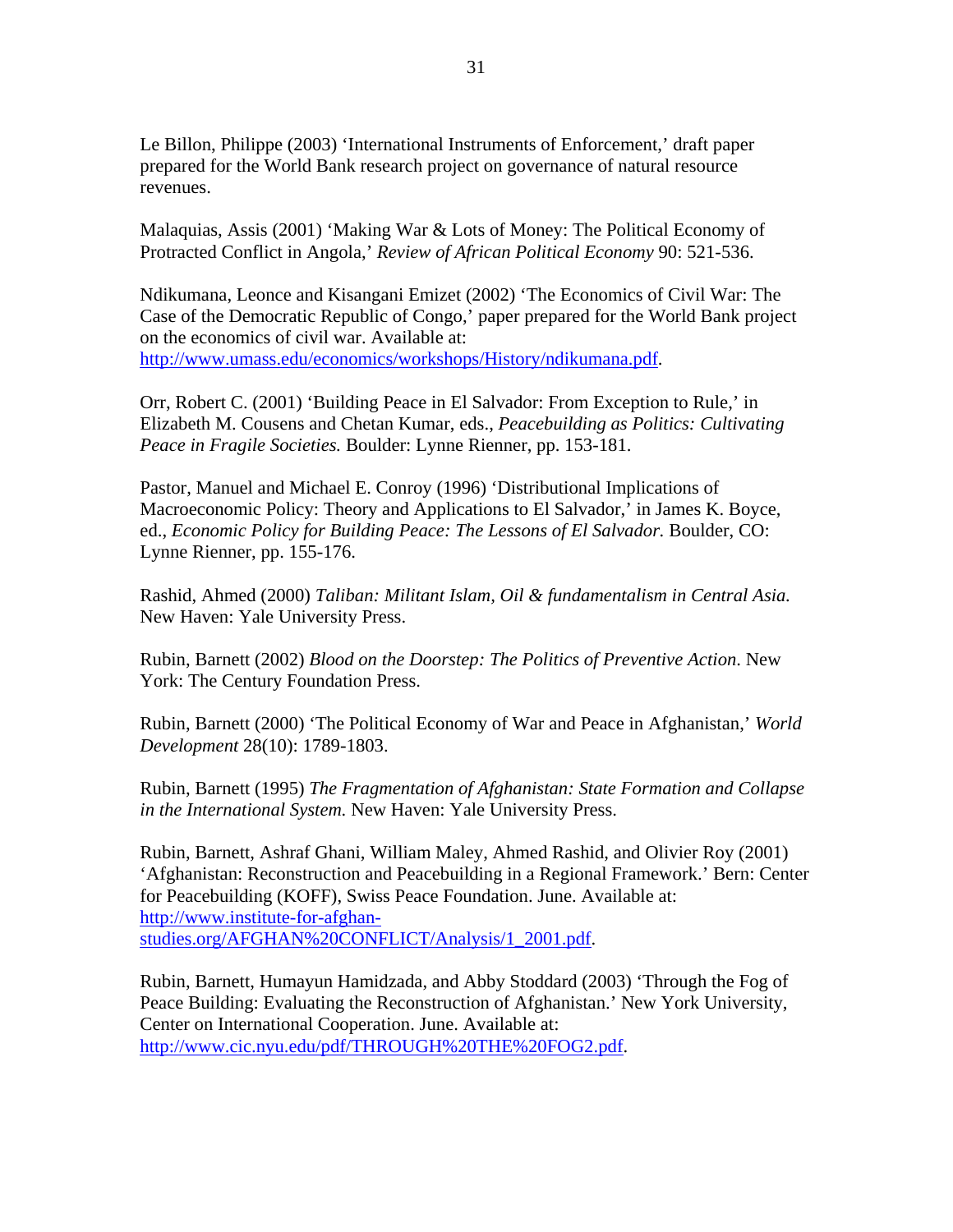Le Billon, Philippe (2003) 'International Instruments of Enforcement,' draft paper prepared for the World Bank research project on governance of natural resource revenues.

Malaquias, Assis (2001) 'Making War & Lots of Money: The Political Economy of Protracted Conflict in Angola,' *Review of African Political Economy* 90: 521-536.

Ndikumana, Leonce and Kisangani Emizet (2002) 'The Economics of Civil War: The Case of the Democratic Republic of Congo,' paper prepared for the World Bank project on the economics of civil war. Available at: http://www.umass.edu/economics/workshops/History/ndikumana.pdf.

Orr, Robert C. (2001) 'Building Peace in El Salvador: From Exception to Rule,' in Elizabeth M. Cousens and Chetan Kumar, eds., *Peacebuilding as Politics: Cultivating Peace in Fragile Societies.* Boulder: Lynne Rienner, pp. 153-181.

Pastor, Manuel and Michael E. Conroy (1996) 'Distributional Implications of Macroeconomic Policy: Theory and Applications to El Salvador,' in James K. Boyce, ed., *Economic Policy for Building Peace: The Lessons of El Salvador.* Boulder, CO: Lynne Rienner, pp. 155-176.

Rashid, Ahmed (2000) *Taliban: Militant Islam, Oil & fundamentalism in Central Asia.* New Haven: Yale University Press.

Rubin, Barnett (2002) *Blood on the Doorstep: The Politics of Preventive Action.* New York: The Century Foundation Press.

Rubin, Barnett (2000) 'The Political Economy of War and Peace in Afghanistan,' *World Development* 28(10): 1789-1803.

Rubin, Barnett (1995) *The Fragmentation of Afghanistan: State Formation and Collapse in the International System.* New Haven: Yale University Press.

Rubin, Barnett, Ashraf Ghani, William Maley, Ahmed Rashid, and Olivier Roy (2001) 'Afghanistan: Reconstruction and Peacebuilding in a Regional Framework.' Bern: Center for Peacebuilding (KOFF), Swiss Peace Foundation. June. Available at: http://www.institute-for-afghan-studies.org/AFGHAN%20CONFLICT/Analysis/1_2001.pdf.

Rubin, Barnett, Humayun Hamidzada, and Abby Stoddard (2003) 'Through the Fog of Peace Building: Evaluating the Reconstruction of Afghanistan.' New York University, Center on International Cooperation. June. Available at: http://www.cic.nyu.edu/pdf/THROUGH%20THE%20FOG2.pdf.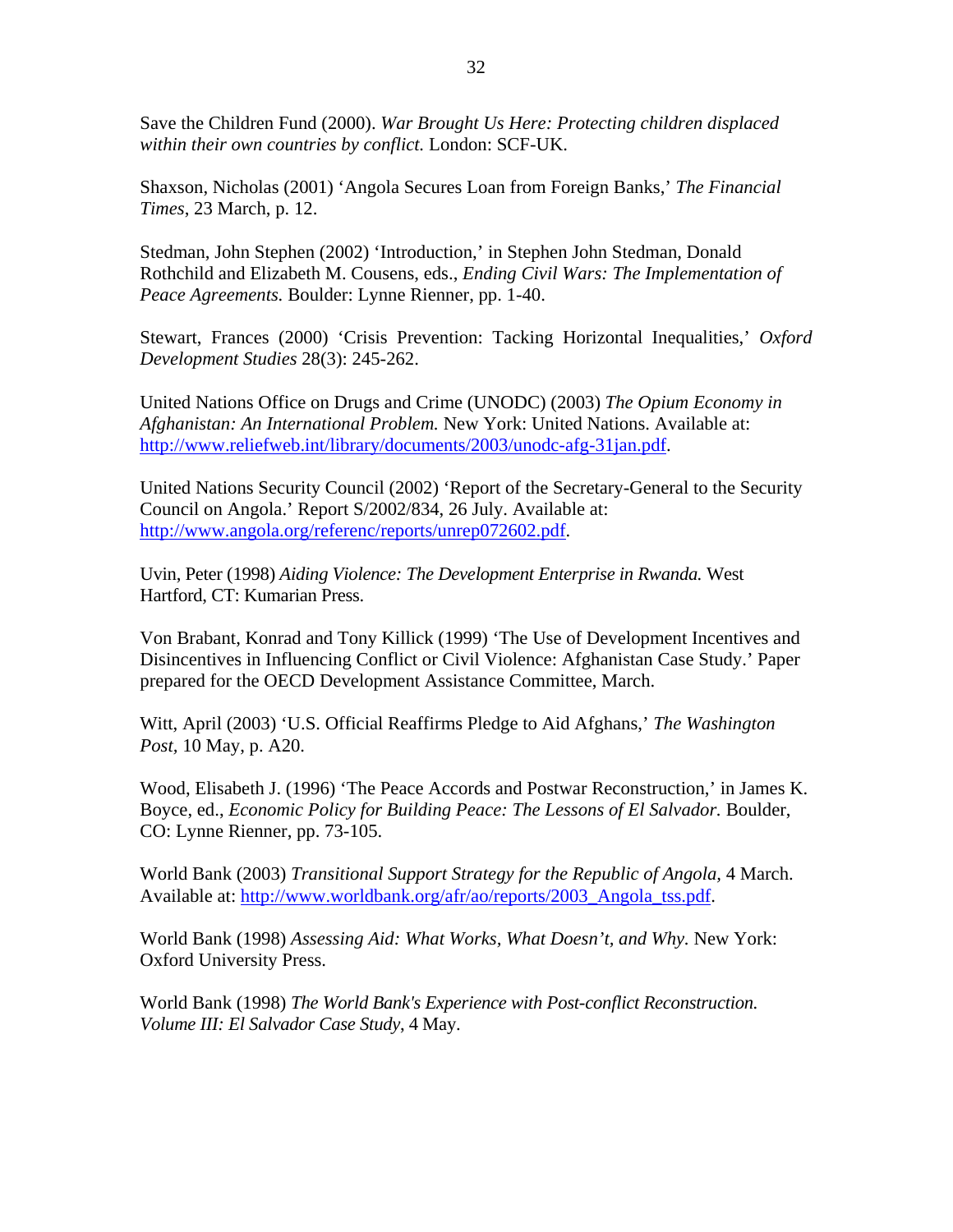Save the Children Fund (2000). *War Brought Us Here: Protecting children displaced within their own countries by conflict.* London: SCF-UK.

Shaxson, Nicholas (2001) 'Angola Secures Loan from Foreign Banks,' *The Financial Times*, 23 March, p. 12.

Stedman, John Stephen (2002) 'Introduction,' in Stephen John Stedman, Donald Rothchild and Elizabeth M. Cousens, eds., *Ending Civil Wars: The Implementation of Peace Agreements.* Boulder: Lynne Rienner, pp. 1-40.

Stewart, Frances (2000) 'Crisis Prevention: Tacking Horizontal Inequalities,' *Oxford Development Studies* 28(3): 245-262.

United Nations Office on Drugs and Crime (UNODC) (2003) *The Opium Economy in Afghanistan: An International Problem.* New York: United Nations. Available at: http://www.reliefweb.int/library/documents/2003/unodc-afg-31jan.pdf.

United Nations Security Council (2002) 'Report of the Secretary-General to the Security Council on Angola.' Report S/2002/834, 26 July. Available at: http://www.angola.org/referenc/reports/unrep072602.pdf.

Uvin, Peter (1998) *Aiding Violence: The Development Enterprise in Rwanda.* West Hartford, CT: Kumarian Press.

Von Brabant, Konrad and Tony Killick (1999) 'The Use of Development Incentives and Disincentives in Influencing Conflict or Civil Violence: Afghanistan Case Study.' Paper prepared for the OECD Development Assistance Committee, March.

Witt, April (2003) 'U.S. Official Reaffirms Pledge to Aid Afghans,' *The Washington Post,* 10 May, p. A20.

Wood, Elisabeth J. (1996) 'The Peace Accords and Postwar Reconstruction,' in James K. Boyce, ed., *Economic Policy for Building Peace: The Lessons of El Salvador.* Boulder, CO: Lynne Rienner, pp. 73-105.

World Bank (2003) *Transitional Support Strategy for the Republic of Angola,* 4 March. Available at: http://www.worldbank.org/afr/ao/reports/2003_Angola_tss.pdf.

World Bank (1998) *Assessing Aid: What Works, What Doesn't, and Why.* New York: Oxford University Press.

World Bank (1998) *The World Bank's Experience with Post-conflict Reconstruction. Volume III: El Salvador Case Study*, 4 May.